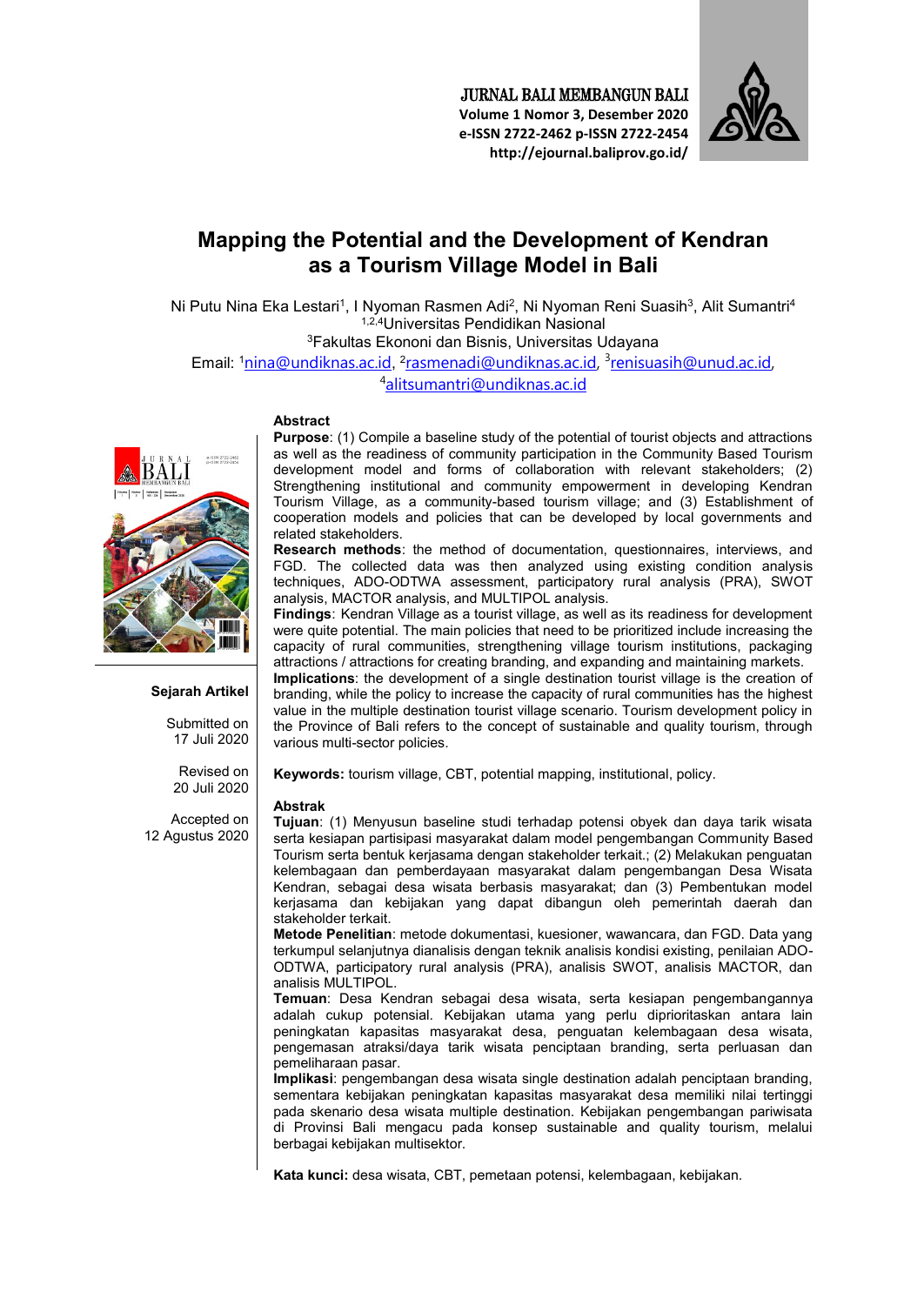# Mapping the Potential and the Development of Kendran as a Tourism Village Model in Bali

Ni Putu Nina Eka Lestari[1], I Nyoman Rasmen Adi[2], Ni Nyoman Reni Suasih[3], Alit Sumantri[4]

[1,2,4]Universitas Pendidikan Nasional

[3]Fakultas Ekononi dan Bisnis, Universitas Udayana

Email: [1]nina@undiknas.ac.id, [2]rasmenadi@undiknas.ac.id, [3]renisuasih@unud.ac.id, [4]alitsumantri@undiknas.ac.id

**Sejarah Artikel**

Submitted on 17 Juli 2020

Revised on 20 Juli 2020

Accepted on 12 Agustus 2020

## Abstract

**Purpose**: (1) Compile a baseline study of the potential of tourist objects and attractions as well as the readiness of community participation in the Community Based Tourism development model and forms of collaboration with relevant stakeholders; (2) Strengthening institutional and community empowerment in developing Kendran Tourism Village, as a community-based tourism village; and (3) Establishment of cooperation models and policies that can be developed by local governments and related stakeholders.

**Research methods**: the method of documentation, questionnaires, interviews, and FGD. The collected data was then analyzed using existing condition analysis techniques, ADO-ODTWA assessment, participatory rural analysis (PRA), SWOT analysis, MACTOR analysis, and MULTIPOL analysis.

**Findings**: Kendran Village as a tourist village, as well as its readiness for development were quite potential. The main policies that need to be prioritized include increasing the capacity of rural communities, strengthening village tourism institutions, packaging attractions / attractions for creating branding, and expanding and maintaining markets.

**Implications**: the development of a single destination tourist village is the creation of branding, while the policy to increase the capacity of rural communities has the highest value in the multiple destination tourist village scenario. Tourism development policy in the Province of Bali refers to the concept of sustainable and quality tourism, through various multi-sector policies.

**Keywords:** tourism village, CBT, potential mapping, institutional, policy.

## Abstrak

**Tujuan**: (1) Menyusun baseline studi terhadap potensi obyek dan daya tarik wisata serta kesiapan partisipasi masyarakat dalam model pengembangan Community Based Tourism serta bentuk kerjasama dengan stakeholder terkait.; (2) Melakukan penguatan kelembagaan dan pemberdayaan masyarakat dalam pengembangan Desa Wisata Kendran, sebagai desa wisata berbasis masyarakat; dan (3) Pembentukan model kerjasama dan kebijakan yang dapat dibangun oleh pemerintah daerah dan stakeholder terkait.

**Metode Penelitian**: metode dokumentasi, kuesioner, wawancara, dan FGD. Data yang terkumpul selanjutnya dianalisis dengan teknik analisis kondisi existing, penilaian ADO-ODTWA, participatory rural analysis (PRA), analisis SWOT, analisis MACTOR, dan analisis MULTIPOL.

**Temuan**: Desa Kendran sebagai desa wisata, serta kesiapan pengembangannya adalah cukup potensial. Kebijakan utama yang perlu diprioritaskan antara lain peningkatan kapasitas masyarakat desa, penguatan kelembagaan desa wisata, pengemasan atraksi/daya tarik wisata penciptaan branding, serta perluasan dan pemeliharaan pasar.

**Implikasi**: pengembangan desa wisata single destination adalah penciptaan branding, sementara kebijakan peningkatan kapasitas masyarakat desa memiliki nilai tertinggi pada skenario desa wisata multiple destination. Kebijakan pengembangan pariwisata di Provinsi Bali mengacu pada konsep sustainable dan quality tourism, melalui berbagai kebijakan multisektor.

**Kata kunci:** desa wisata, CBT, pemetaan potensi, kelembagaan, kebijakan.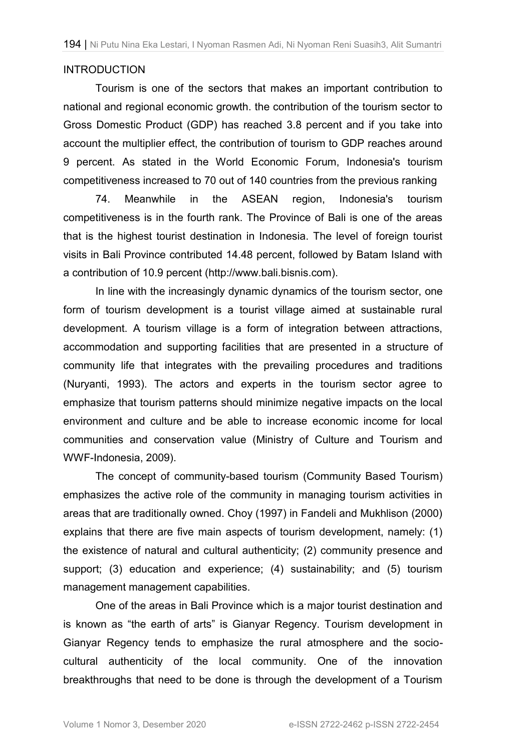## INTRODUCTION

Tourism is one of the sectors that makes an important contribution to national and regional economic growth. the contribution of the tourism sector to Gross Domestic Product (GDP) has reached 3.8 percent and if you take into account the multiplier effect, the contribution of tourism to GDP reaches around 9 percent. As stated in the World Economic Forum, Indonesia's tourism competitiveness increased to 70 out of 140 countries from the previous ranking 74. Meanwhile in the ASEAN region, Indonesia's tourism competitiveness is in the fourth rank. The Province of Bali is one of the areas that is the highest tourist destination in Indonesia. The level of foreign tourist visits in Bali Province contributed 14.48 percent, followed by Batam Island with a contribution of 10.9 percent (http://www.bali.bisnis.com).

In line with the increasingly dynamic dynamics of the tourism sector, one form of tourism development is a tourist village aimed at sustainable rural development. A tourism village is a form of integration between attractions, accommodation and supporting facilities that are presented in a structure of community life that integrates with the prevailing procedures and traditions (Nuryanti, 1993). The actors and experts in the tourism sector agree to emphasize that tourism patterns should minimize negative impacts on the local environment and culture and be able to increase economic income for local communities and conservation value (Ministry of Culture and Tourism and WWF-Indonesia, 2009).

The concept of community-based tourism (Community Based Tourism) emphasizes the active role of the community in managing tourism activities in areas that are traditionally owned. Choy (1997) in Fandeli and Mukhlison (2000) explains that there are five main aspects of tourism development, namely: (1) the existence of natural and cultural authenticity; (2) community presence and support; (3) education and experience; (4) sustainability; and (5) tourism management management capabilities.

One of the areas in Bali Province which is a major tourist destination and is known as "the earth of arts" is Gianyar Regency. Tourism development in Gianyar Regency tends to emphasize the rural atmosphere and the socio-cultural authenticity of the local community. One of the innovation breakthroughs that need to be done is through the development of a Tourism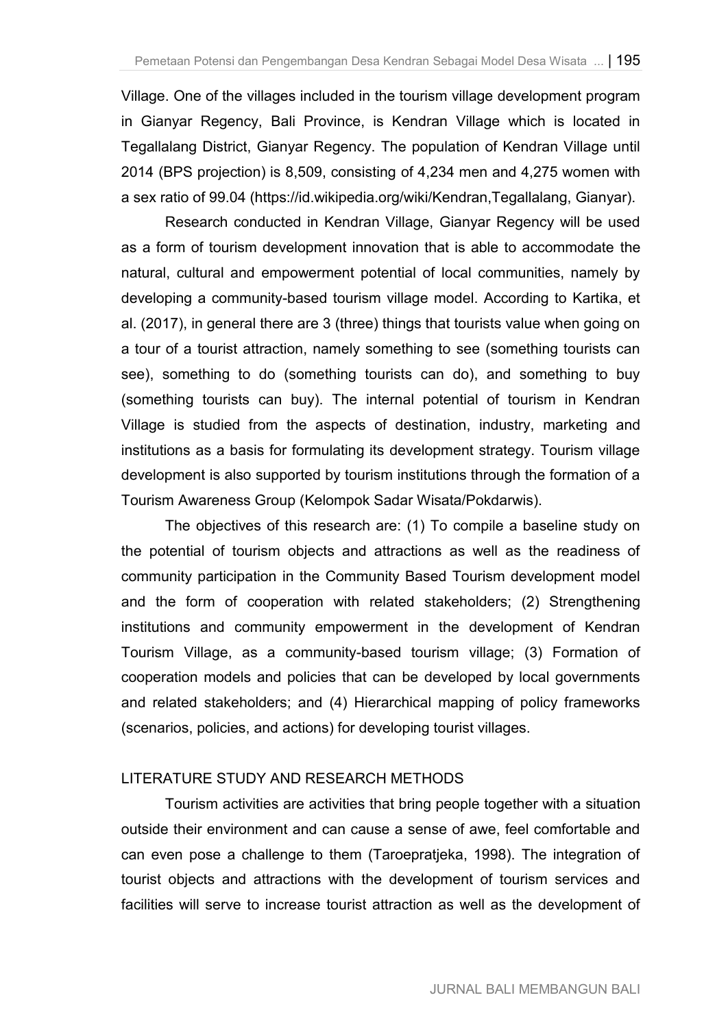Village. One of the villages included in the tourism village development program in Gianyar Regency, Bali Province, is Kendran Village which is located in Tegallalang District, Gianyar Regency. The population of Kendran Village until 2014 (BPS projection) is 8,509, consisting of 4,234 men and 4,275 women with a sex ratio of 99.04 (https://id.wikipedia.org/wiki/Kendran,Tegallalang, Gianyar).

Research conducted in Kendran Village, Gianyar Regency will be used as a form of tourism development innovation that is able to accommodate the natural, cultural and empowerment potential of local communities, namely by developing a community-based tourism village model. According to Kartika, et al. (2017), in general there are 3 (three) things that tourists value when going on a tour of a tourist attraction, namely something to see (something tourists can see), something to do (something tourists can do), and something to buy (something tourists can buy). The internal potential of tourism in Kendran Village is studied from the aspects of destination, industry, marketing and institutions as a basis for formulating its development strategy. Tourism village development is also supported by tourism institutions through the formation of a Tourism Awareness Group (Kelompok Sadar Wisata/Pokdarwis).

The objectives of this research are: (1) To compile a baseline study on the potential of tourism objects and attractions as well as the readiness of community participation in the Community Based Tourism development model and the form of cooperation with related stakeholders; (2) Strengthening institutions and community empowerment in the development of Kendran Tourism Village, as a community-based tourism village; (3) Formation of cooperation models and policies that can be developed by local governments and related stakeholders; and (4) Hierarchical mapping of policy frameworks (scenarios, policies, and actions) for developing tourist villages.

## LITERATURE STUDY AND RESEARCH METHODS

Tourism activities are activities that bring people together with a situation outside their environment and can cause a sense of awe, feel comfortable and can even pose a challenge to them (Taroepratjeka, 1998). The integration of tourist objects and attractions with the development of tourism services and facilities will serve to increase tourist attraction as well as the development of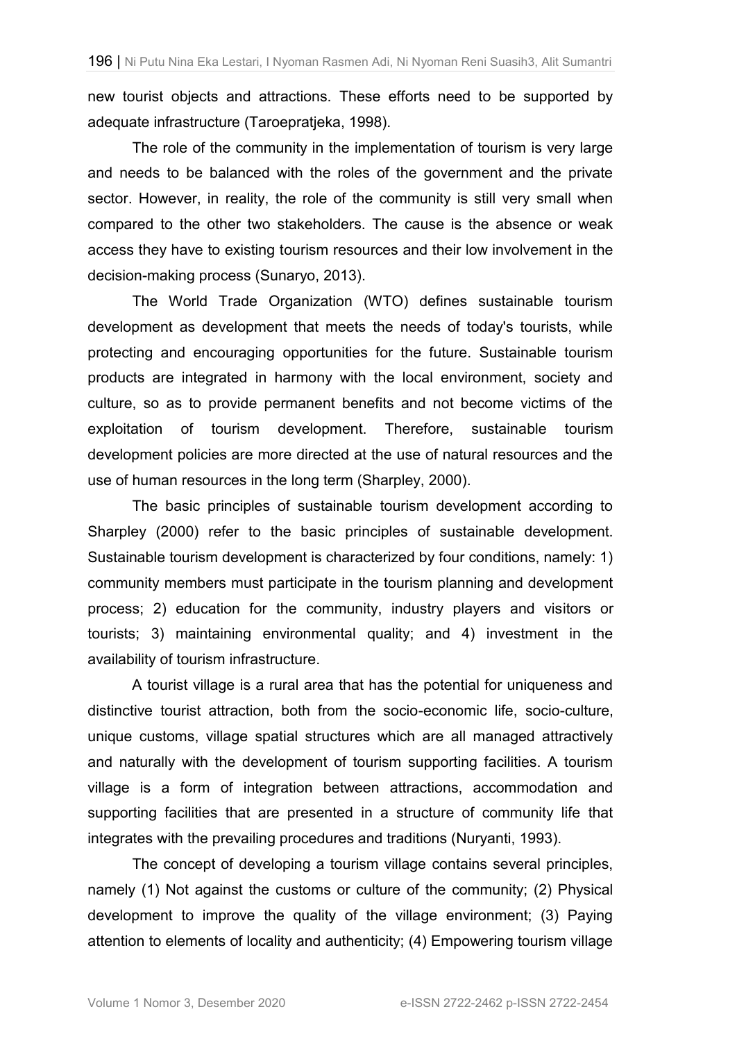new tourist objects and attractions. These efforts need to be supported by adequate infrastructure (Taroepratjeka, 1998).

The role of the community in the implementation of tourism is very large and needs to be balanced with the roles of the government and the private sector. However, in reality, the role of the community is still very small when compared to the other two stakeholders. The cause is the absence or weak access they have to existing tourism resources and their low involvement in the decision-making process (Sunaryo, 2013).

The World Trade Organization (WTO) defines sustainable tourism development as development that meets the needs of today's tourists, while protecting and encouraging opportunities for the future. Sustainable tourism products are integrated in harmony with the local environment, society and culture, so as to provide permanent benefits and not become victims of the exploitation of tourism development. Therefore, sustainable tourism development policies are more directed at the use of natural resources and the use of human resources in the long term (Sharpley, 2000).

The basic principles of sustainable tourism development according to Sharpley (2000) refer to the basic principles of sustainable development. Sustainable tourism development is characterized by four conditions, namely: 1) community members must participate in the tourism planning and development process; 2) education for the community, industry players and visitors or tourists; 3) maintaining environmental quality; and 4) investment in the availability of tourism infrastructure.

A tourist village is a rural area that has the potential for uniqueness and distinctive tourist attraction, both from the socio-economic life, socio-culture, unique customs, village spatial structures which are all managed attractively and naturally with the development of tourism supporting facilities. A tourism village is a form of integration between attractions, accommodation and supporting facilities that are presented in a structure of community life that integrates with the prevailing procedures and traditions (Nuryanti, 1993).

The concept of developing a tourism village contains several principles, namely (1) Not against the customs or culture of the community; (2) Physical development to improve the quality of the village environment; (3) Paying attention to elements of locality and authenticity; (4) Empowering tourism village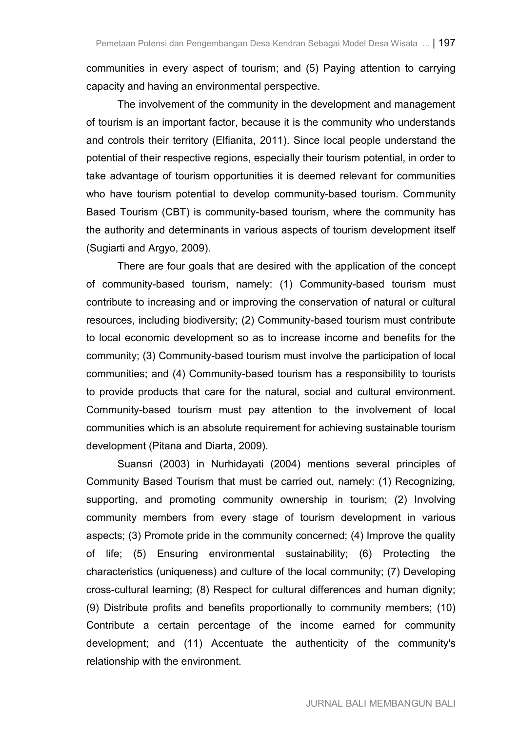communities in every aspect of tourism; and (5) Paying attention to carrying capacity and having an environmental perspective.

The involvement of the community in the development and management of tourism is an important factor, because it is the community who understands and controls their territory (Elfianita, 2011). Since local people understand the potential of their respective regions, especially their tourism potential, in order to take advantage of tourism opportunities it is deemed relevant for communities who have tourism potential to develop community-based tourism. Community Based Tourism (CBT) is community-based tourism, where the community has the authority and determinants in various aspects of tourism development itself (Sugiarti and Argyo, 2009).

There are four goals that are desired with the application of the concept of community-based tourism, namely: (1) Community-based tourism must contribute to increasing and or improving the conservation of natural or cultural resources, including biodiversity; (2) Community-based tourism must contribute to local economic development so as to increase income and benefits for the community; (3) Community-based tourism must involve the participation of local communities; and (4) Community-based tourism has a responsibility to tourists to provide products that care for the natural, social and cultural environment. Community-based tourism must pay attention to the involvement of local communities which is an absolute requirement for achieving sustainable tourism development (Pitana and Diarta, 2009).

Suansri (2003) in Nurhidayati (2004) mentions several principles of Community Based Tourism that must be carried out, namely: (1) Recognizing, supporting, and promoting community ownership in tourism; (2) Involving community members from every stage of tourism development in various aspects; (3) Promote pride in the community concerned; (4) Improve the quality of life; (5) Ensuring environmental sustainability; (6) Protecting the characteristics (uniqueness) and culture of the local community; (7) Developing cross-cultural learning; (8) Respect for cultural differences and human dignity; (9) Distribute profits and benefits proportionally to community members; (10) Contribute a certain percentage of the income earned for community development; and (11) Accentuate the authenticity of the community's relationship with the environment.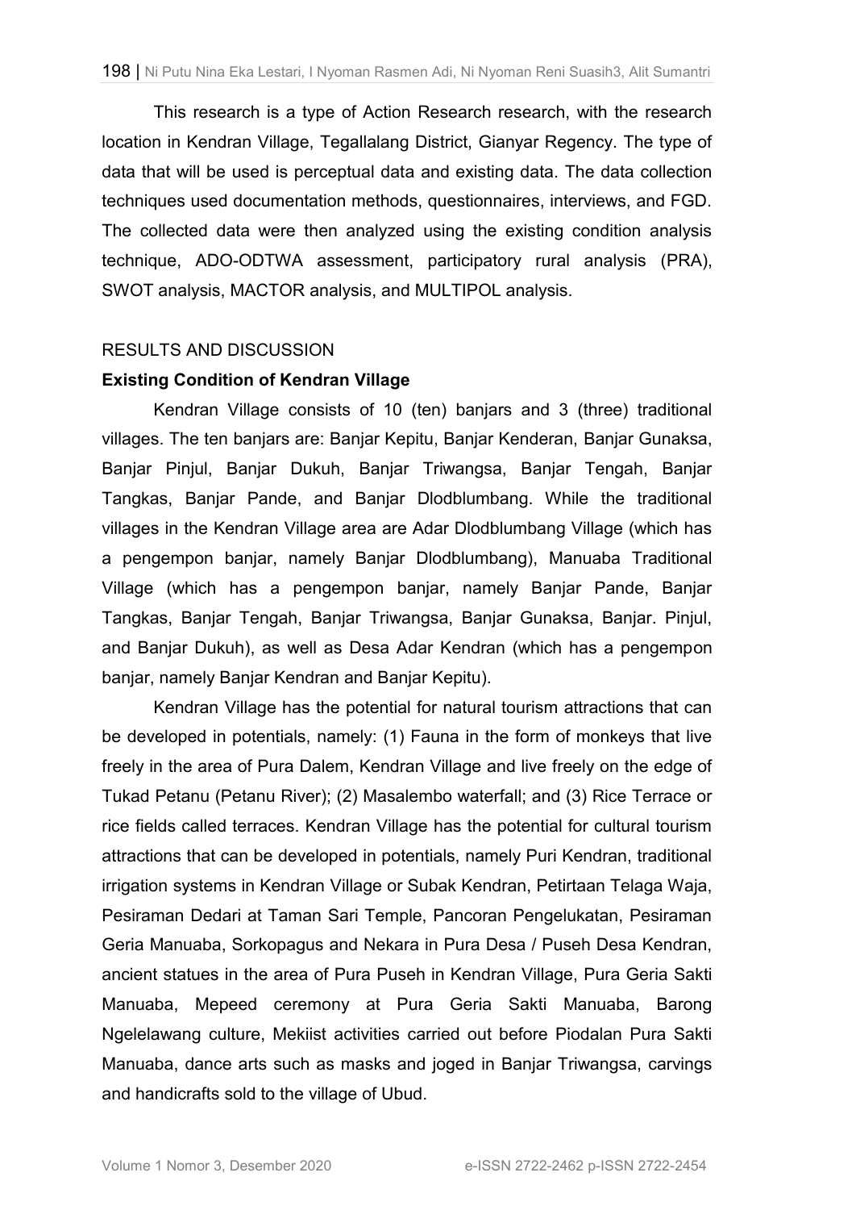This research is a type of Action Research research, with the research location in Kendran Village, Tegallalang District, Gianyar Regency. The type of data that will be used is perceptual data and existing data. The data collection techniques used documentation methods, questionnaires, interviews, and FGD. The collected data were then analyzed using the existing condition analysis technique, ADO-ODTWA assessment, participatory rural analysis (PRA), SWOT analysis, MACTOR analysis, and MULTIPOL analysis.

## RESULTS AND DISCUSSION

### Existing Condition of Kendran Village

Kendran Village consists of 10 (ten) banjars and 3 (three) traditional villages. The ten banjars are: Banjar Kepitu, Banjar Kenderan, Banjar Gunaksa, Banjar Pinjul, Banjar Dukuh, Banjar Triwangsa, Banjar Tengah, Banjar Tangkas, Banjar Pande, and Banjar Dlodblumbang. While the traditional villages in the Kendran Village area are Adar Dlodblumbang Village (which has a pengempon banjar, namely Banjar Dlodblumbang), Manuaba Traditional Village (which has a pengempon banjar, namely Banjar Pande, Banjar Tangkas, Banjar Tengah, Banjar Triwangsa, Banjar Gunaksa, Banjar. Pinjul, and Banjar Dukuh), as well as Desa Adar Kendran (which has a pengempon banjar, namely Banjar Kendran and Banjar Kepitu).

Kendran Village has the potential for natural tourism attractions that can be developed in potentials, namely: (1) Fauna in the form of monkeys that live freely in the area of Pura Dalem, Kendran Village and live freely on the edge of Tukad Petanu (Petanu River); (2) Masalembo waterfall; and (3) Rice Terrace or rice fields called terraces. Kendran Village has the potential for cultural tourism attractions that can be developed in potentials, namely Puri Kendran, traditional irrigation systems in Kendran Village or Subak Kendran, Petirtaan Telaga Waja, Pesiraman Dedari at Taman Sari Temple, Pancoran Pengelukatan, Pesiraman Geria Manuaba, Sorkopagus and Nekara in Pura Desa / Puseh Desa Kendran, ancient statues in the area of Pura Puseh in Kendran Village, Pura Geria Sakti Manuaba, Mepeed ceremony at Pura Geria Sakti Manuaba, Barong Ngelelawang culture, Mekiist activities carried out before Piodalan Pura Sakti Manuaba, dance arts such as masks and joged in Banjar Triwangsa, carvings and handicrafts sold to the village of Ubud.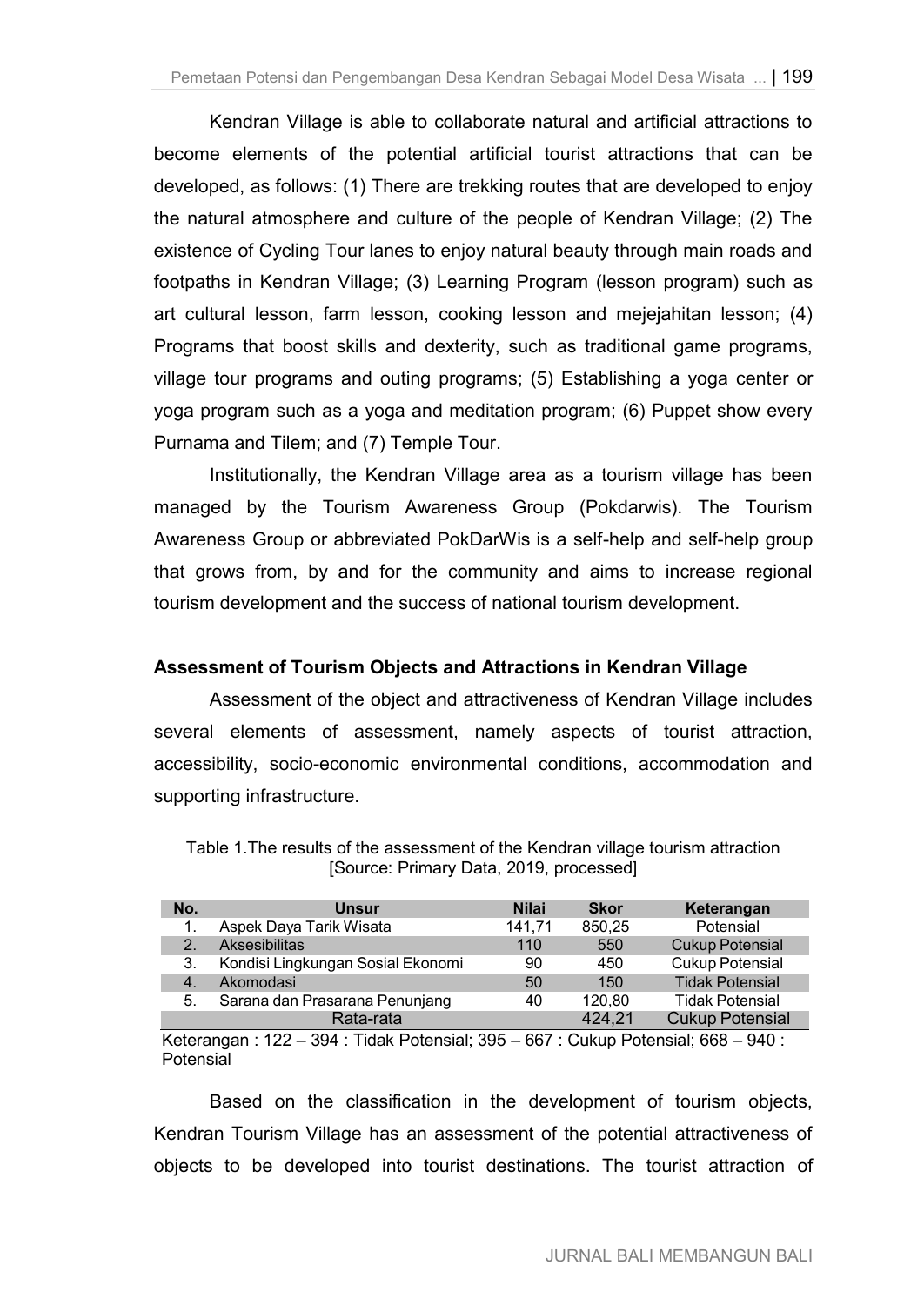Kendran Village is able to collaborate natural and artificial attractions to become elements of the potential artificial tourist attractions that can be developed, as follows: (1) There are trekking routes that are developed to enjoy the natural atmosphere and culture of the people of Kendran Village; (2) The existence of Cycling Tour lanes to enjoy natural beauty through main roads and footpaths in Kendran Village; (3) Learning Program (lesson program) such as art cultural lesson, farm lesson, cooking lesson and mejejahitan lesson; (4) Programs that boost skills and dexterity, such as traditional game programs, village tour programs and outing programs; (5) Establishing a yoga center or yoga program such as a yoga and meditation program; (6) Puppet show every Purnama and Tilem; and (7) Temple Tour.

Institutionally, the Kendran Village area as a tourism village has been managed by the Tourism Awareness Group (Pokdarwis). The Tourism Awareness Group or abbreviated PokDarWis is a self-help and self-help group that grows from, by and for the community and aims to increase regional tourism development and the success of national tourism development.

### Assessment of Tourism Objects and Attractions in Kendran Village

Assessment of the object and attractiveness of Kendran Village includes several elements of assessment, namely aspects of tourist attraction, accessibility, socio-economic environmental conditions, accommodation and supporting infrastructure.

Table 1.The results of the assessment of the Kendran village tourism attraction [Source: Primary Data, 2019, processed]

| No. | Unsur | Nilai | Skor | Keterangan |
|---|---|---|---|---|
| 1. | Aspek Daya Tarik Wisata | 141,71 | 850,25 | Potensial |
| 2. | Aksesibilitas | 110 | 550 | Cukup Potensial |
| 3. | Kondisi Lingkungan Sosial Ekonomi | 90 | 450 | Cukup Potensial |
| 4. | Akomodasi | 50 | 150 | Tidak Potensial |
| 5. | Sarana dan Prasarana Penunjang | 40 | 120,80 | Tidak Potensial |
| | Rata-rata | | 424,21 | Cukup Potensial |

Keterangan : 122 – 394 : Tidak Potensial; 395 – 667 : Cukup Potensial; 668 – 940 : Potensial

Based on the classification in the development of tourism objects, Kendran Tourism Village has an assessment of the potential attractiveness of objects to be developed into tourist destinations. The tourist attraction of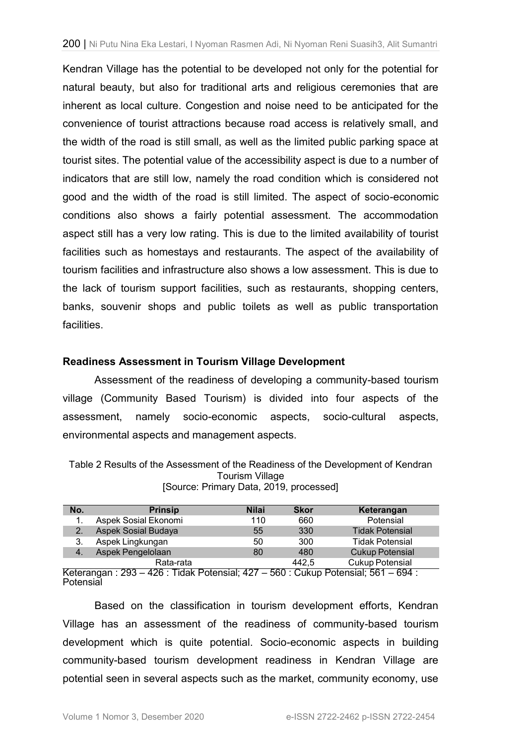Kendran Village has the potential to be developed not only for the potential for natural beauty, but also for traditional arts and religious ceremonies that are inherent as local culture. Congestion and noise need to be anticipated for the convenience of tourist attractions because road access is relatively small, and the width of the road is still small, as well as the limited public parking space at tourist sites. The potential value of the accessibility aspect is due to a number of indicators that are still low, namely the road condition which is considered not good and the width of the road is still limited. The aspect of socio-economic conditions also shows a fairly potential assessment. The accommodation aspect still has a very low rating. This is due to the limited availability of tourist facilities such as homestays and restaurants. The aspect of the availability of tourism facilities and infrastructure also shows a low assessment. This is due to the lack of tourism support facilities, such as restaurants, shopping centers, banks, souvenir shops and public toilets as well as public transportation facilities.

### Readiness Assessment in Tourism Village Development

Assessment of the readiness of developing a community-based tourism village (Community Based Tourism) is divided into four aspects of the assessment, namely socio-economic aspects, socio-cultural aspects, environmental aspects and management aspects.

Table 2 Results of the Assessment of the Readiness of the Development of Kendran Tourism Village
[Source: Primary Data, 2019, processed]

| No. | Prinsip | Nilai | Skor | Keterangan |
|---|---|---|---|---|
| 1. | Aspek Sosial Ekonomi | 110 | 660 | Potensial |
| 2. | Aspek Sosial Budaya | 55 | 330 | Tidak Potensial |
| 3. | Aspek Lingkungan | 50 | 300 | Tidak Potensial |
| 4. | Aspek Pengelolaan | 80 | 480 | Cukup Potensial |
| | Rata-rata | | 442,5 | Cukup Potensial |

Keterangan : 293 – 426 : Tidak Potensial; 427 – 560 : Cukup Potensial; 561 – 694 : Potensial

Based on the classification in tourism development efforts, Kendran Village has an assessment of the readiness of community-based tourism development which is quite potential. Socio-economic aspects in building community-based tourism development readiness in Kendran Village are potential seen in several aspects such as the market, community economy, use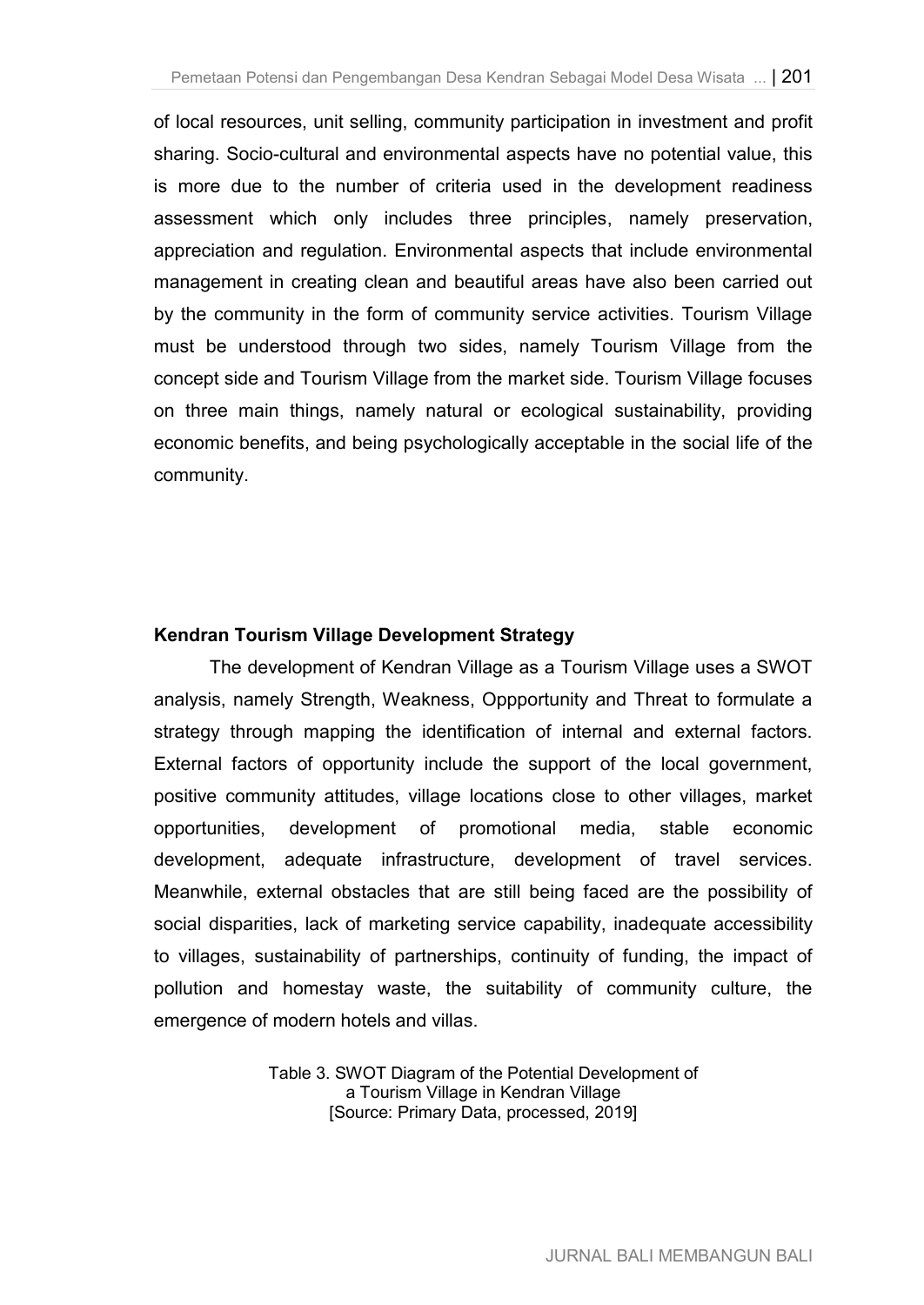of local resources, unit selling, community participation in investment and profit sharing. Socio-cultural and environmental aspects have no potential value, this is more due to the number of criteria used in the development readiness assessment which only includes three principles, namely preservation, appreciation and regulation. Environmental aspects that include environmental management in creating clean and beautiful areas have also been carried out by the community in the form of community service activities. Tourism Village must be understood through two sides, namely Tourism Village from the concept side and Tourism Village from the market side. Tourism Village focuses on three main things, namely natural or ecological sustainability, providing economic benefits, and being psychologically acceptable in the social life of the community.

### Kendran Tourism Village Development Strategy

The development of Kendran Village as a Tourism Village uses a SWOT analysis, namely Strength, Weakness, Oppportunity and Threat to formulate a strategy through mapping the identification of internal and external factors. External factors of opportunity include the support of the local government, positive community attitudes, village locations close to other villages, market opportunities, development of promotional media, stable economic development, adequate infrastructure, development of travel services. Meanwhile, external obstacles that are still being faced are the possibility of social disparities, lack of marketing service capability, inadequate accessibility to villages, sustainability of partnerships, continuity of funding, the impact of pollution and homestay waste, the suitability of community culture, the emergence of modern hotels and villas.

Table 3. SWOT Diagram of the Potential Development of a Tourism Village in Kendran Village
[Source: Primary Data, processed, 2019]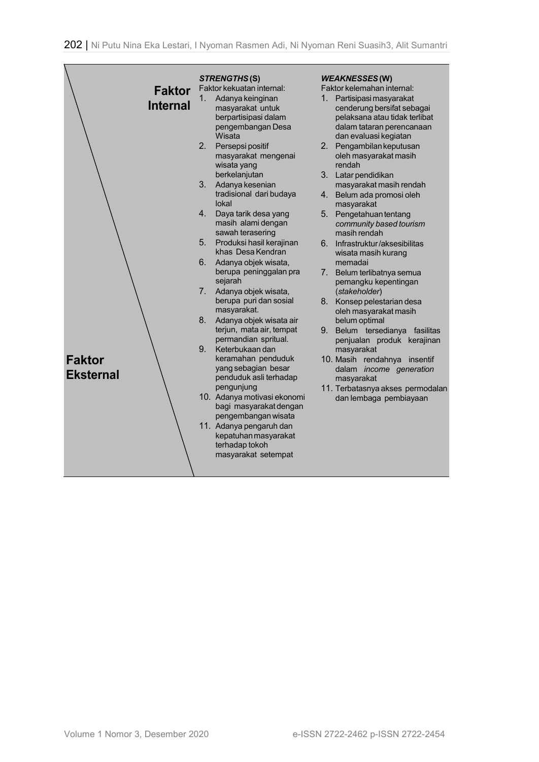| Faktor Internal / Faktor Eksternal | ***STRENGTHS* (S)** Faktor kekuatan internal: | ***WEAKNESSES* (W)** Faktor kelemahan internal: |
|---|---|---|
| | 1. Adanya keinginan masyarakat untuk berpartisipasi dalam pengembangan Desa Wisata<br>2. Persepsi positif masyarakat mengenai wisata yang berkelanjutan<br>3. Adanya kesenian tradisional dari budaya lokal<br>4. Daya tarik desa yang masih alami dengan sawah terasering<br>5. Produksi hasil kerajinan khas Desa Kendran<br>6. Adanya objek wisata, berupa peninggalan pra sejarah<br>7. Adanya objek wisata, berupa puri dan sosial masyarakat.<br>8. Adanya objek wisata air terjun, mata air, tempat permandian spritual.<br>9. Keterbukaan dan keramahan penduduk yang sebagian besar penduduk asli terhadap pengunjung<br>10. Adanya motivasi ekonomi bagi masyarakat dengan pengembangan wisata<br>11. Adanya pengaruh dan kepatuhan masyarakat terhadap tokoh masyarakat setempat | 1. Partisipasi masyarakat cenderung bersifat sebagai pelaksana atau tidak terlibat dalam tataran perencanaan dan evaluasi kegiatan<br>2. Pengambilan keputusan oleh masyarakat masih rendah<br>3. Latar pendidikan masyarakat masih rendah<br>4. Belum ada promosi oleh masyarakat<br>5. Pengetahuan tentang *community based tourism* masih rendah<br>6. Infrastruktur/aksesibilitas wisata masih kurang memadai<br>7. Belum terlibatnya semua pemangku kepentingan (*stakeholder*)<br>8. Konsep pelestarian desa oleh masyarakat masih belum optimal<br>9. Belum tersedianya fasilitas penjualan produk kerajinan masyarakat<br>10. Masih rendahnya insentif dalam *income generation* masyarakat<br>11. Terbatasnya akses permodalan dan lembaga pembiayaan |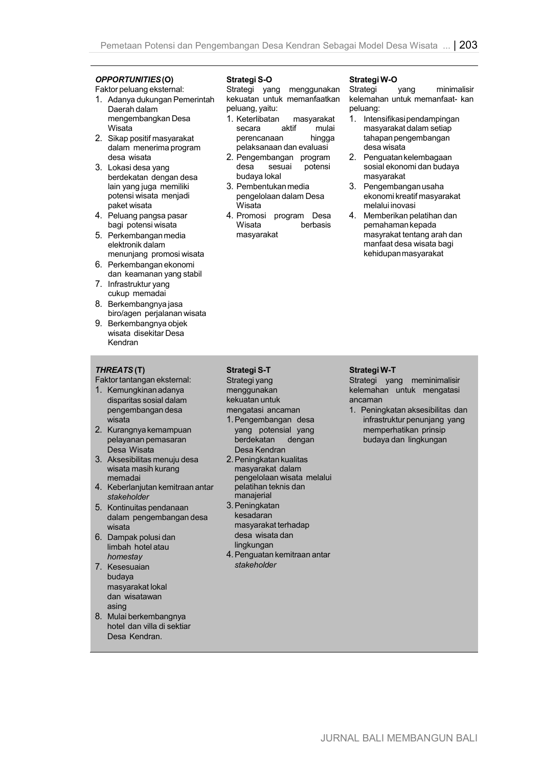| | | |
|---|---|---|
| ***OPPORTUNITIES* (O)**<br>Faktor peluang eksternal:<br>1. Adanya dukungan Pemerintah Daerah dalam mengembangkan Desa Wisata<br>2. Sikap positif masyarakat dalam menerima program desa wisata<br>3. Lokasi desa yang berdekatan dengan desa lain yang juga memiliki potensi wisata menjadi paket wisata<br>4. Peluang pangsa pasar bagi potensi wisata<br>5. Perkembangan media elektronik dalam menunjang promosi wisata<br>6. Perkembangan ekonomi dan keamanan yang stabil<br>7. Infrastruktur yang cukup memadai<br>8. Berkembangnya jasa biro/agen perjalanan wisata<br>9. Berkembangnya objek wisata disekitar Desa Kendran | **Strategi S-O**<br>Strategi yang menggunakan kekuatan untuk memanfaatkan peluang, yaitu:<br>1. Keterlibatan masyarakat secara aktif mulai perencanaan hingga pelaksanaan dan evaluasi<br>2. Pengembangan program desa sesuai potensi budaya lokal<br>3. Pembentukan media pengelolaan dalam Desa Wisata<br>4. Promosi program Desa Wisata berbasis masyarakat | **Strategi W-O**<br>Strategi yang minimalisir kelemahan untuk memanfaat- kan peluang:<br>1. Intensifikasi pendampingan masyarakat dalam setiap tahapan pengembangan desa wisata<br>2. Penguatan kelembagaan sosial ekonomi dan budaya masyarakat<br>3. Pengembangan usaha ekonomi kreatif masyarakat melalui inovasi<br>4. Memberikan pelatihan dan pemahaman kepada masyrakat tentang arah dan manfaat desa wisata bagi kehidupan masyarakat |
| ***THREATS* (T)**<br>Faktor tantangan eksternal:<br>1. Kemungkinan adanya disparitas sosial dalam pengembangan desa wisata<br>2. Kurangnya kemampuan pelayanan pemasaran Desa Wisata<br>3. Aksesibilitas menuju desa wisata masih kurang memadai<br>4. Keberlanjutan kemitraan antar *stakeholder*<br>5. Kontinuitas pendanaan dalam pengembangan desa wisata<br>6. Dampak polusi dan limbah hotel atau *homestay*<br>7. Kesesuaian budaya masyarakat lokal dan wisatawan asing<br>8. Mulai berkembangnya hotel dan villa di sektiar Desa Kendran. | **Strategi S-T**<br>Strategi yang menggunakan kekuatan untuk mengatasi ancaman<br>1. Pengembangan desa yang potensial yang berdekatan dengan Desa Kendran<br>2. Peningkatan kualitas masyarakat dalam pengelolaan wisata melalui pelatihan teknis dan manajerial<br>3. Peningkatan kesadaran masyarakat terhadap desa wisata dan lingkungan<br>4. Penguatan kemitraan antar *stakeholder* | **Strategi W-T**<br>Strategi yang meminimalisir kelemahan untuk mengatasi ancaman<br>1. Peningkatan aksesibilitas dan infrastruktur penunjang yang memperhatikan prinsip budaya dan lingkungan |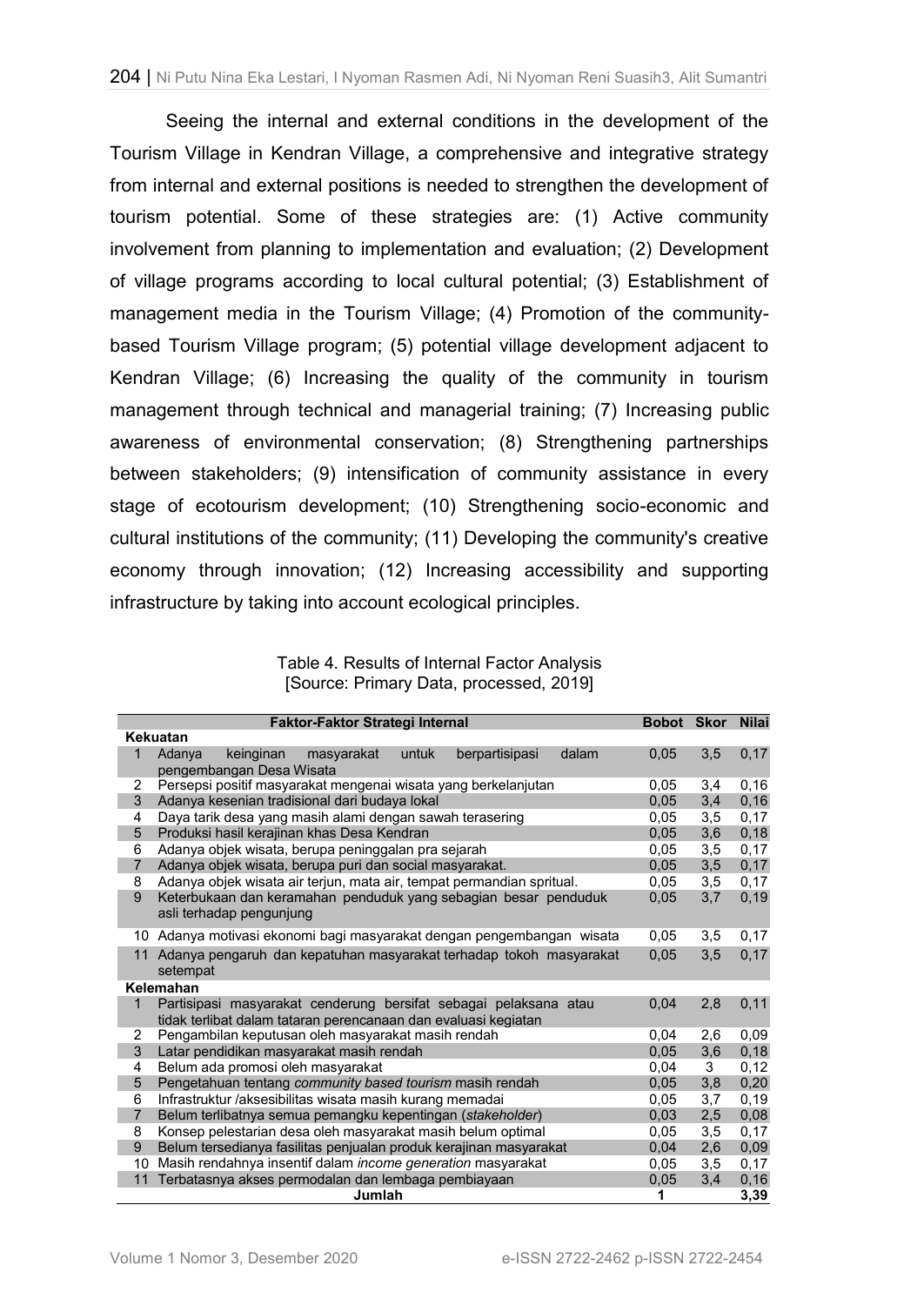Seeing the internal and external conditions in the development of the Tourism Village in Kendran Village, a comprehensive and integrative strategy from internal and external positions is needed to strengthen the development of tourism potential. Some of these strategies are: (1) Active community involvement from planning to implementation and evaluation; (2) Development of village programs according to local cultural potential; (3) Establishment of management media in the Tourism Village; (4) Promotion of the community-based Tourism Village program; (5) potential village development adjacent to Kendran Village; (6) Increasing the quality of the community in tourism management through technical and managerial training; (7) Increasing public awareness of environmental conservation; (8) Strengthening partnerships between stakeholders; (9) intensification of community assistance in every stage of ecotourism development; (10) Strengthening socio-economic and cultural institutions of the community; (11) Developing the community's creative economy through innovation; (12) Increasing accessibility and supporting infrastructure by taking into account ecological principles.

Table 4. Results of Internal Factor Analysis
[Source: Primary Data, processed, 2019]

| | Faktor-Faktor Strategi Internal | Bobot | Skor | Nilai |
|---|---|---|---|---|
| **Kekuatan** | | | | |
| 1 | Adanya keinginan masyarakat untuk berpartisipasi dalam pengembangan Desa Wisata | 0,05 | 3,5 | 0,17 |
| 2 | Persepsi positif masyarakat mengenai wisata yang berkelanjutan | 0,05 | 3,4 | 0,16 |
| 3 | Adanya kesenian tradisional dari budaya lokal | 0,05 | 3,4 | 0,16 |
| 4 | Daya tarik desa yang masih alami dengan sawah terasering | 0,05 | 3,5 | 0,17 |
| 5 | Produksi hasil kerajinan khas Desa Kendran | 0,05 | 3,6 | 0,18 |
| 6 | Adanya objek wisata, berupa peninggalan pra sejarah | 0,05 | 3,5 | 0,17 |
| 7 | Adanya objek wisata, berupa puri dan social masyarakat. | 0,05 | 3,5 | 0,17 |
| 8 | Adanya objek wisata air terjun, mata air, tempat permandian spritual. | 0,05 | 3,5 | 0,17 |
| 9 | Keterbukaan dan keramahan penduduk yang sebagian besar penduduk asli terhadap pengunjung | 0,05 | 3,7 | 0,19 |
| 10 | Adanya motivasi ekonomi bagi masyarakat dengan pengembangan wisata | 0,05 | 3,5 | 0,17 |
| 11 | Adanya pengaruh dan kepatuhan masyarakat terhadap tokoh masyarakat setempat | 0,05 | 3,5 | 0,17 |
| **Kelemahan** | | | | |
| 1 | Partisipasi masyarakat cenderung bersifat sebagai pelaksana atau tidak terlibat dalam tataran perencanaan dan evaluasi kegiatan | 0,04 | 2,8 | 0,11 |
| 2 | Pengambilan keputusan oleh masyarakat masih rendah | 0,04 | 2,6 | 0,09 |
| 3 | Latar pendidikan masyarakat masih rendah | 0,05 | 3,6 | 0,18 |
| 4 | Belum ada promosi oleh masyarakat | 0,04 | 3 | 0,12 |
| 5 | Pengetahuan tentang *community based tourism* masih rendah | 0,05 | 3,8 | 0,20 |
| 6 | Infrastruktur /aksesibilitas wisata masih kurang memadai | 0,05 | 3,7 | 0,19 |
| 7 | Belum terlibatnya semua pemangku kepentingan (*stakeholder*) | 0,03 | 2,5 | 0,08 |
| 8 | Konsep pelestarian desa oleh masyarakat masih belum optimal | 0,05 | 3,5 | 0,17 |
| 9 | Belum tersedianya fasilitas penjualan produk kerajinan masyarakat | 0,04 | 2,6 | 0,09 |
| 10 | Masih rendahnya insentif dalam *income generation* masyarakat | 0,05 | 3,5 | 0,17 |
| 11 | Terbatasnya akses permodalan dan lembaga pembiayaan | 0,05 | 3,4 | 0,16 |
| | **Jumlah** | **1** | | **3,39** |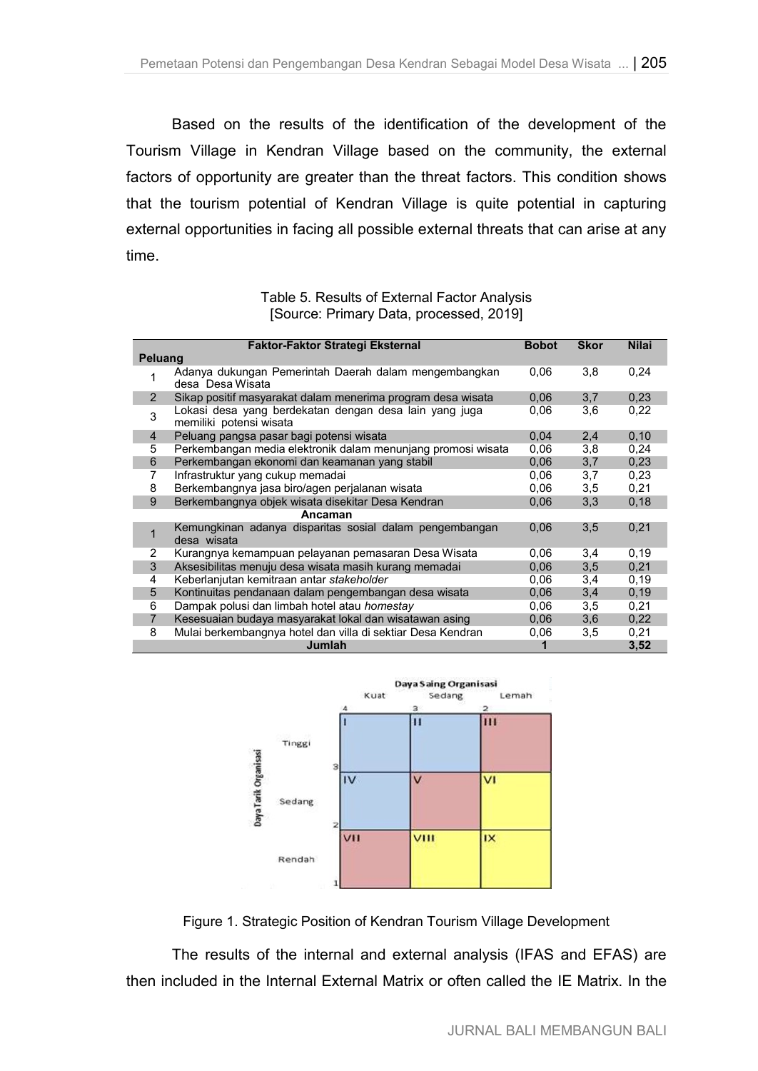Based on the results of the identification of the development of the Tourism Village in Kendran Village based on the community, the external factors of opportunity are greater than the threat factors. This condition shows that the tourism potential of Kendran Village is quite potential in capturing external opportunities in facing all possible external threats that can arise at any time.

Table 5. Results of External Factor Analysis
[Source: Primary Data, processed, 2019]

| | Faktor-Faktor Strategi Eksternal | Bobot | Skor | Nilai |
|---|---|---|---|---|
| **Peluang** | | | | |
| 1 | Adanya dukungan Pemerintah Daerah dalam mengembangkan desa Desa Wisata | 0,06 | 3,8 | 0,24 |
| 2 | Sikap positif masyarakat dalam menerima program desa wisata | 0,06 | 3,7 | 0,23 |
| 3 | Lokasi desa yang berdekatan dengan desa lain yang juga memiliki potensi wisata | 0,06 | 3,6 | 0,22 |
| 4 | Peluang pangsa pasar bagi potensi wisata | 0,04 | 2,4 | 0,10 |
| 5 | Perkembangan media elektronik dalam menunjang promosi wisata | 0,06 | 3,8 | 0,24 |
| 6 | Perkembangan ekonomi dan keamanan yang stabil | 0,06 | 3,7 | 0,23 |
| 7 | Infrastruktur yang cukup memadai | 0,06 | 3,7 | 0,23 |
| 8 | Berkembangnya jasa biro/agen perjalanan wisata | 0,06 | 3,5 | 0,21 |
| 9 | Berkembangnya objek wisata disekitar Desa Kendran | 0,06 | 3,3 | 0,18 |
| | **Ancaman** | | | |
| 1 | Kemungkinan adanya disparitas sosial dalam pengembangan desa wisata | 0,06 | 3,5 | 0,21 |
| 2 | Kurangnya kemampuan pelayanan pemasaran Desa Wisata | 0,06 | 3,4 | 0,19 |
| 3 | Aksesibilitas menuju desa wisata masih kurang memadai | 0,06 | 3,5 | 0,21 |
| 4 | Keberlanjutan kemitraan antar *stakeholder* | 0,06 | 3,4 | 0,19 |
| 5 | Kontinuitas pendanaan dalam pengembangan desa wisata | 0,06 | 3,4 | 0,19 |
| 6 | Dampak polusi dan limbah hotel atau *homestay* | 0,06 | 3,5 | 0,21 |
| 7 | Kesesuaian budaya masyarakat lokal dan wisatawan asing | 0,06 | 3,6 | 0,22 |
| 8 | Mulai berkembangnya hotel dan villa di sektiar Desa Kendran | 0,06 | 3,5 | 0,21 |
| | **Jumlah** | **1** | | **3,52** |

Figure 1. Strategic Position of Kendran Tourism Village Development

The results of the internal and external analysis (IFAS and EFAS) are then included in the Internal External Matrix or often called the IE Matrix. In the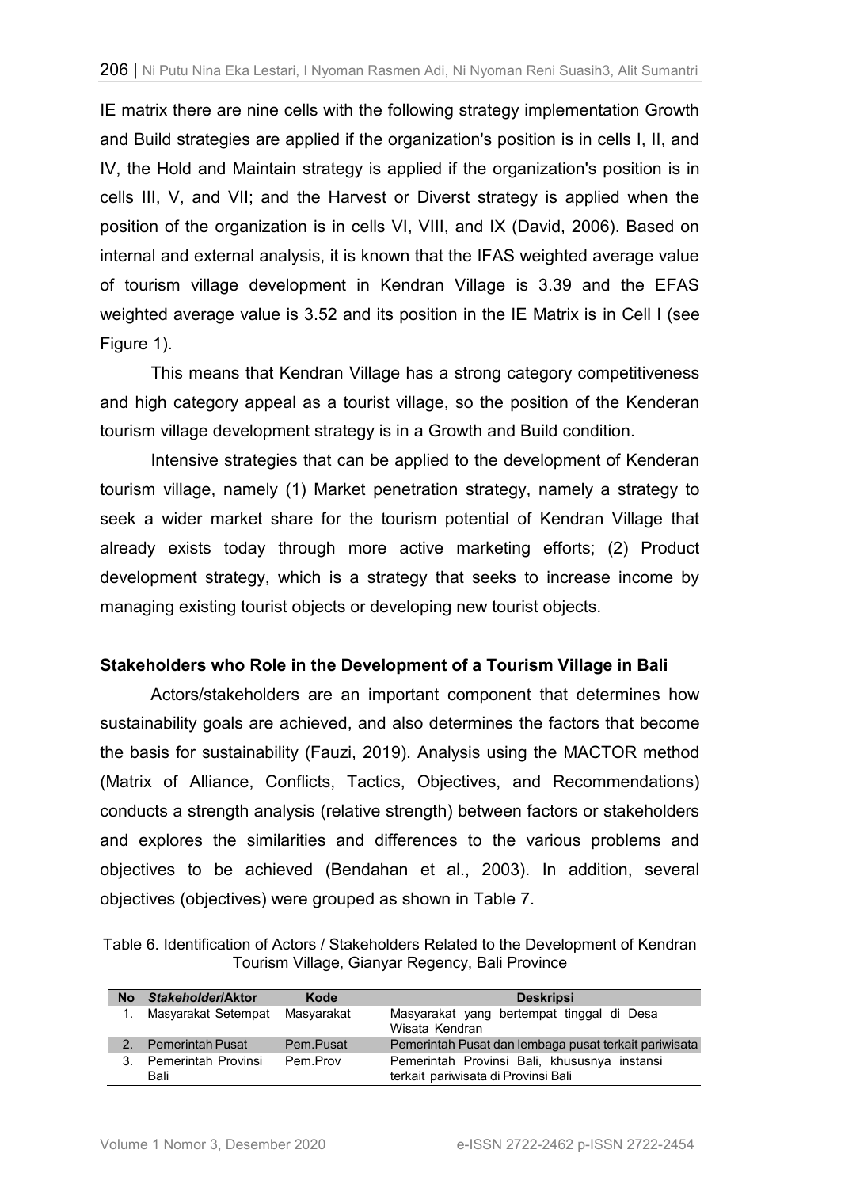IE matrix there are nine cells with the following strategy implementation Growth and Build strategies are applied if the organization's position is in cells I, II, and IV, the Hold and Maintain strategy is applied if the organization's position is in cells III, V, and VII; and the Harvest or Diverst strategy is applied when the position of the organization is in cells VI, VIII, and IX (David, 2006). Based on internal and external analysis, it is known that the IFAS weighted average value of tourism village development in Kendran Village is 3.39 and the EFAS weighted average value is 3.52 and its position in the IE Matrix is in Cell I (see Figure 1).

This means that Kendran Village has a strong category competitiveness and high category appeal as a tourist village, so the position of the Kenderan tourism village development strategy is in a Growth and Build condition.

Intensive strategies that can be applied to the development of Kenderan tourism village, namely (1) Market penetration strategy, namely a strategy to seek a wider market share for the tourism potential of Kendran Village that already exists today through more active marketing efforts; (2) Product development strategy, which is a strategy that seeks to increase income by managing existing tourist objects or developing new tourist objects.

**Stakeholders who Role in the Development of a Tourism Village in Bali**

Actors/stakeholders are an important component that determines how sustainability goals are achieved, and also determines the factors that become the basis for sustainability (Fauzi, 2019). Analysis using the MACTOR method (Matrix of Alliance, Conflicts, Tactics, Objectives, and Recommendations) conducts a strength analysis (relative strength) between factors or stakeholders and explores the similarities and differences to the various problems and objectives to be achieved (Bendahan et al., 2003). In addition, several objectives (objectives) were grouped as shown in Table 7.

Table 6. Identification of Actors / Stakeholders Related to the Development of Kendran Tourism Village, Gianyar Regency, Bali Province

| No | *Stakeholder*/Aktor | Kode | Deskripsi |
|---|---|---|---|
| 1. | Masyarakat Setempat | Masyarakat | Masyarakat yang bertempat tinggal di Desa Wisata Kendran |
| 2. | Pemerintah Pusat | Pem.Pusat | Pemerintah Pusat dan lembaga pusat terkait pariwisata |
| 3. | Pemerintah Provinsi Bali | Pem.Prov | Pemerintah Provinsi Bali, khususnya instansi terkait pariwisata di Provinsi Bali |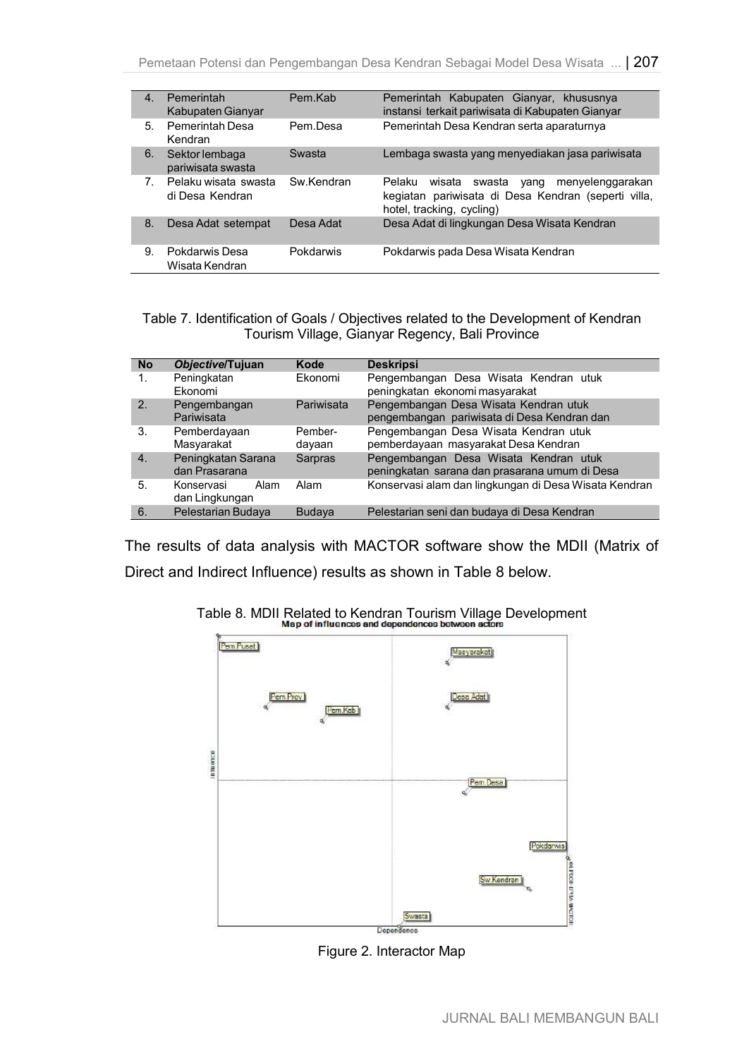| 4. | Pemerintah Kabupaten Gianyar | Pem.Kab | Pemerintah Kabupaten Gianyar, khususnya instansi terkait pariwisata di Kabupaten Gianyar |
|---|---|---|---|
| 5. | Pemerintah Desa Kendran | Pem.Desa | Pemerintah Desa Kendran serta aparaturnya |
| 6. | Sektor lembaga pariwisata swasta | Swasta | Lembaga swasta yang menyediakan jasa pariwisata |
| 7. | Pelaku wisata swasta di Desa Kendran | Sw.Kendran | Pelaku wisata swasta yang menyelenggarakan kegiatan pariwisata di Desa Kendran (seperti villa, hotel, tracking, cycling) |
| 8. | Desa Adat setempat | Desa Adat | Desa Adat di lingkungan Desa Wisata Kendran |
| 9. | Pokdarwis Desa Wisata Kendran | Pokdarwis | Pokdarwis pada Desa Wisata Kendran |

Table 7. Identification of Goals / Objectives related to the Development of Kendran Tourism Village, Gianyar Regency, Bali Province

| No | *Objective*/Tujuan | Kode | Deskripsi |
|---|---|---|---|
| 1. | Peningkatan Ekonomi | Ekonomi | Pengembangan Desa Wisata Kendran utuk peningkatan ekonomi masyarakat |
| 2. | Pengembangan Pariwisata | Pariwisata | Pengembangan Desa Wisata Kendran utuk pengembangan pariwisata di Desa Kendran dan |
| 3. | Pemberdayaan Masyarakat | Pember-dayaan | Pengembangan Desa Wisata Kendran utuk pemberdayaan masyarakat Desa Kendran |
| 4. | Peningkatan Sarana dan Prasarana | Sarpras | Pengembangan Desa Wisata Kendran utuk peningkatan sarana dan prasarana umum di Desa |
| 5. | Konservasi Alam dan Lingkungan | Alam | Konservasi alam dan lingkungan di Desa Wisata Kendran |
| 6. | Pelestarian Budaya | Budaya | Pelestarian seni dan budaya di Desa Kendran |

The results of data analysis with MACTOR software show the MDII (Matrix of Direct and Indirect Influence) results as shown in Table 8 below.

Table 8. MDII Related to Kendran Tourism Village Development

Map of influences and dependences between actors

Figure 2. Interactor Map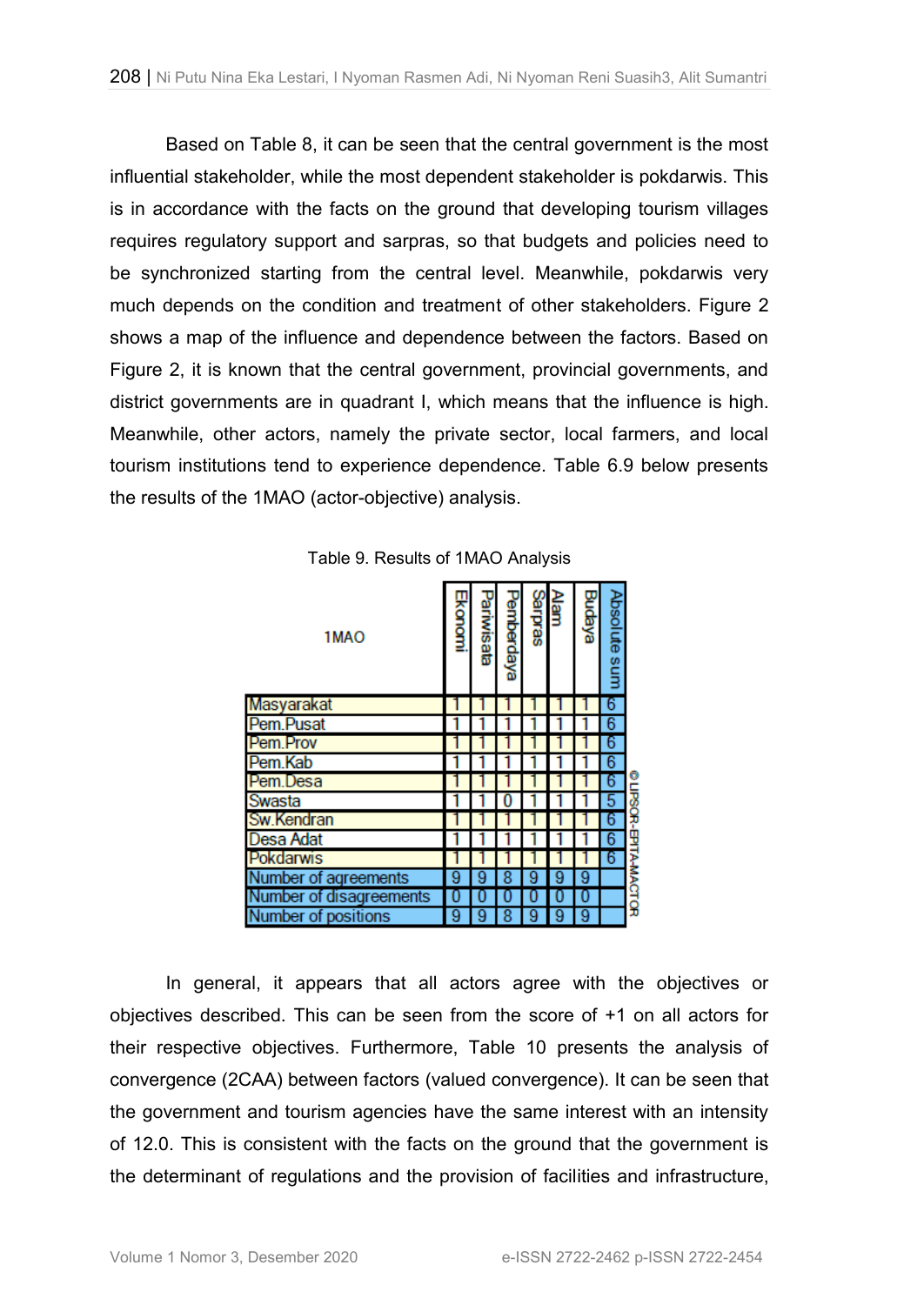Based on Table 8, it can be seen that the central government is the most influential stakeholder, while the most dependent stakeholder is pokdarwis. This is in accordance with the facts on the ground that developing tourism villages requires regulatory support and sarpras, so that budgets and policies need to be synchronized starting from the central level. Meanwhile, pokdarwis very much depends on the condition and treatment of other stakeholders. Figure 2 shows a map of the influence and dependence between the factors. Based on Figure 2, it is known that the central government, provincial governments, and district governments are in quadrant I, which means that the influence is high. Meanwhile, other actors, namely the private sector, local farmers, and local tourism institutions tend to experience dependence. Table 6.9 below presents the results of the 1MAO (actor-objective) analysis.

Table 9. Results of 1MAO Analysis

| 1MAO | Ekonomi | Pariwisata | Pemberdaya | Sarpras | Alam | Budaya | Absolute sum |
|---|---|---|---|---|---|---|---|
| Masyarakat | 1 | 1 | 1 | 1 | 1 | 1 | 6 |
| Pem.Pusat | 1 | 1 | 1 | 1 | 1 | 1 | 6 |
| Pem.Prov | 1 | 1 | 1 | 1 | 1 | 1 | 6 |
| Pem.Kab | 1 | 1 | 1 | 1 | 1 | 1 | 6 |
| Pem.Desa | 1 | 1 | 1 | 1 | 1 | 1 | 6 |
| Swasta | 1 | 1 | 0 | 1 | 1 | 1 | 5 |
| Sw.Kendran | 1 | 1 | 1 | 1 | 1 | 1 | 6 |
| Desa Adat | 1 | 1 | 1 | 1 | 1 | 1 | 6 |
| Pokdarwis | 1 | 1 | 1 | 1 | 1 | 1 | 6 |
| Number of agreements | 9 | 9 | 8 | 9 | 9 | 9 | |
| Number of disagreements | 0 | 0 | 0 | 0 | 0 | 0 | |
| Number of positions | 9 | 9 | 8 | 9 | 9 | 9 | |

© LIPSOR-EPITA-MACTOR

In general, it appears that all actors agree with the objectives or objectives described. This can be seen from the score of +1 on all actors for their respective objectives. Furthermore, Table 10 presents the analysis of convergence (2CAA) between factors (valued convergence). It can be seen that the government and tourism agencies have the same interest with an intensity of 12.0. This is consistent with the facts on the ground that the government is the determinant of regulations and the provision of facilities and infrastructure,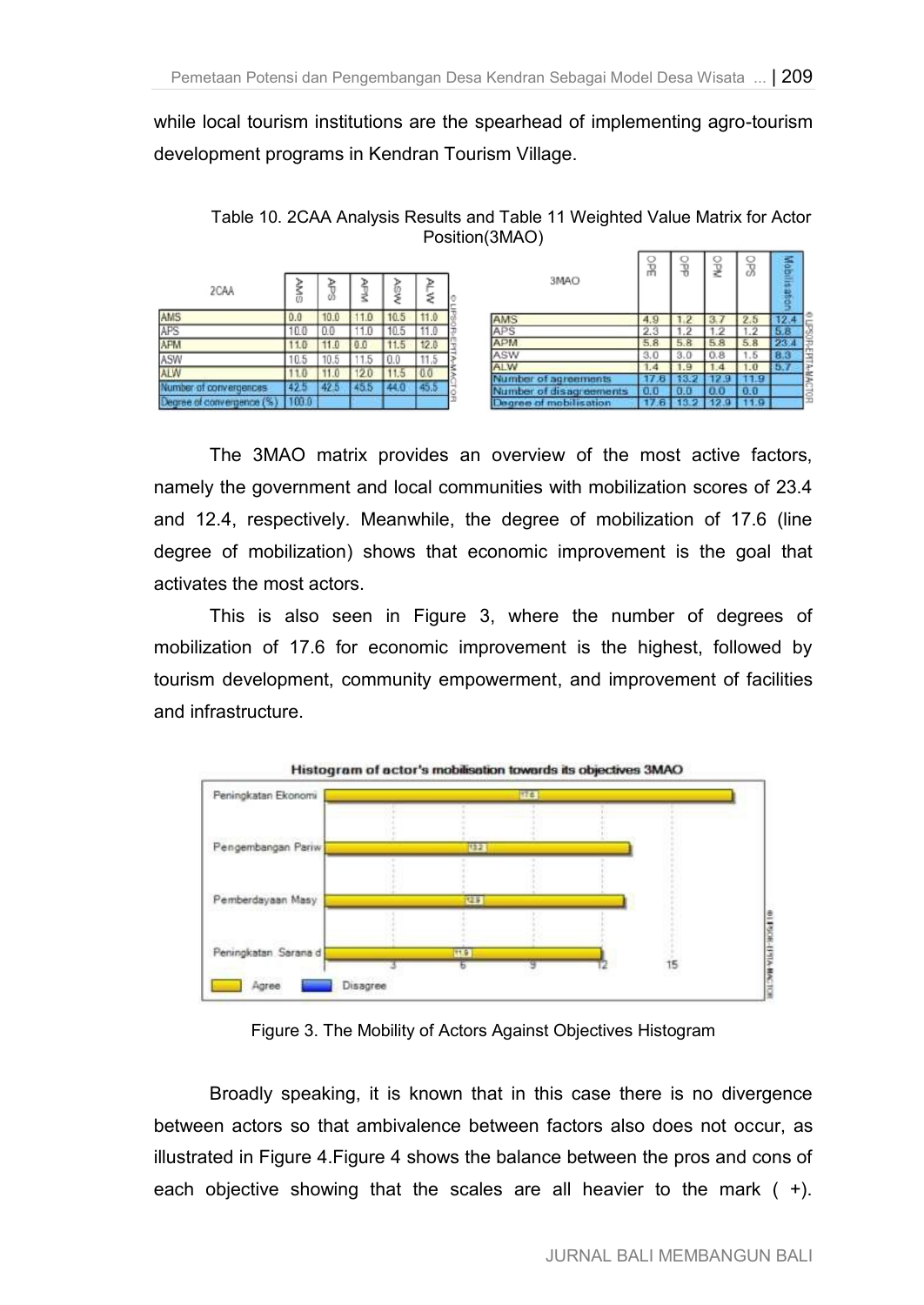while local tourism institutions are the spearhead of implementing agro-tourism development programs in Kendran Tourism Village.

Table 10. 2CAA Analysis Results and Table 11 Weighted Value Matrix for Actor Position(3MAO)

| 2CAA | AMS | APS | APM | ASW | ALW |
|---|---|---|---|---|---|
| AMS | 0.0 | 10.0 | 11.0 | 10.5 | 11.0 |
| APS | 10.0 | 0.0 | 11.0 | 10.5 | 11.0 |
| APM | 11.0 | 11.0 | 0.0 | 11.5 | 12.0 |
| ASW | 10.5 | 10.5 | 11.5 | 0.0 | 11.5 |
| ALW | 11.0 | 11.0 | 12.0 | 11.5 | 0.0 |
| Number of convergences | 42.5 | 42.5 | 45.5 | 44.0 | 45.5 |
| Degree of convergence (%) | 100.0 | | | | |

| 3MAO | OPE | OPP | OPM | OPS | Mobilisation |
|---|---|---|---|---|---|
| AMS | 4.9 | 1.2 | 3.7 | 2.5 | 12.4 |
| APS | 2.3 | 1.2 | 1.2 | 1.2 | 5.8 |
| APM | 5.8 | 5.8 | 5.8 | 5.8 | 23.4 |
| ASW | 3.0 | 3.0 | 0.8 | 1.5 | 8.3 |
| ALW | 1.4 | 1.9 | 1.4 | 1.0 | 5.7 |
| Number of agreements | 17.6 | 13.2 | 12.9 | 11.9 | |
| Number of disagreements | 0.0 | 0.0 | 0.0 | 0.0 | |
| Degree of mobilisation | 17.6 | 13.2 | 12.9 | 11.9 | |

The 3MAO matrix provides an overview of the most active factors, namely the government and local communities with mobilization scores of 23.4 and 12.4, respectively. Meanwhile, the degree of mobilization of 17.6 (line degree of mobilization) shows that economic improvement is the goal that activates the most actors.

This is also seen in Figure 3, where the number of degrees of mobilization of 17.6 for economic improvement is the highest, followed by tourism development, community empowerment, and improvement of facilities and infrastructure.

Figure 3. The Mobility of Actors Against Objectives Histogram

Broadly speaking, it is known that in this case there is no divergence between actors so that ambivalence between factors also does not occur, as illustrated in Figure 4.Figure 4 shows the balance between the pros and cons of each objective showing that the scales are all heavier to the mark ( +).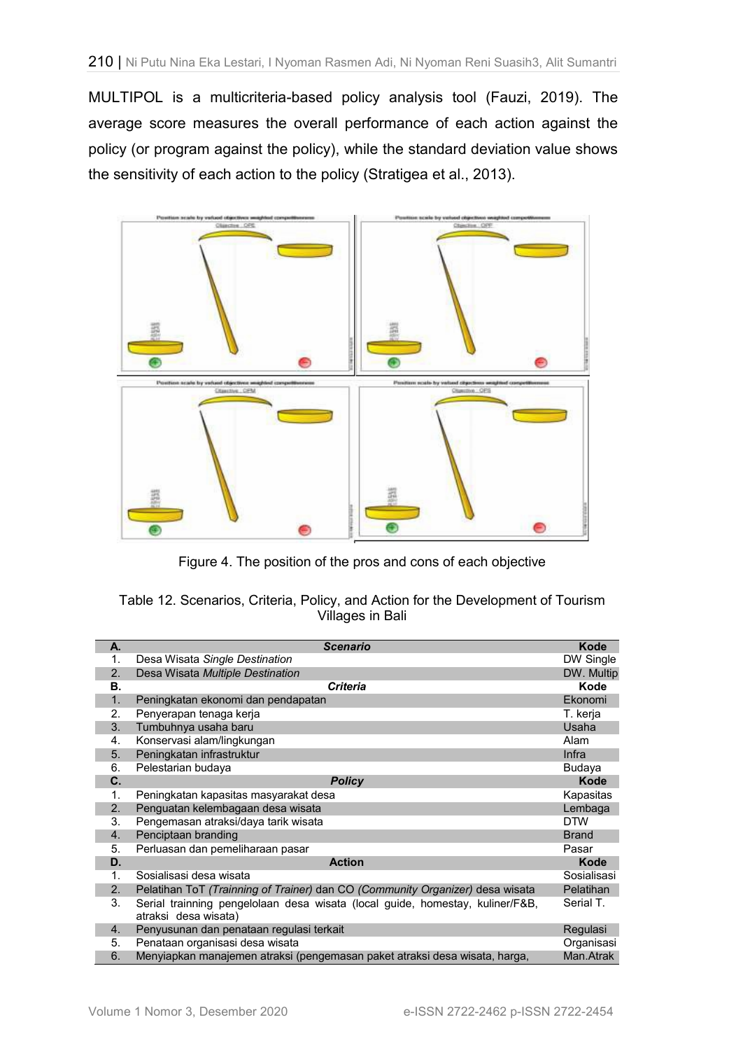MULTIPOL is a multicriteria-based policy analysis tool (Fauzi, 2019). The average score measures the overall performance of each action against the policy (or program against the policy), while the standard deviation value shows the sensitivity of each action to the policy (Stratigea et al., 2013).

Figure 4. The position of the pros and cons of each objective

Table 12. Scenarios, Criteria, Policy, and Action for the Development of Tourism Villages in Bali

| A. | *Scenario* | Kode |
|---|---|---|
| 1. | Desa Wisata *Single Destination* | DW Single |
| 2. | Desa Wisata *Multiple Destination* | DW. Multip |
| **B.** | ***Criteria*** | **Kode** |
| 1. | Peningkatan ekonomi dan pendapatan | Ekonomi |
| 2. | Penyerapan tenaga kerja | T. kerja |
| 3. | Tumbuhnya usaha baru | Usaha |
| 4. | Konservasi alam/lingkungan | Alam |
| 5. | Peningkatan infrastruktur | Infra |
| 6. | Pelestarian budaya | Budaya |
| **C.** | ***Policy*** | **Kode** |
| 1. | Peningkatan kapasitas masyarakat desa | Kapasitas |
| 2. | Penguatan kelembagaan desa wisata | Lembaga |
| 3. | Pengemasan atraksi/daya tarik wisata | DTW |
| 4. | Penciptaan branding | Brand |
| 5. | Perluasan dan pemeliharaan pasar | Pasar |
| **D.** | **Action** | **Kode** |
| 1. | Sosialisasi desa wisata | Sosialisasi |
| 2. | Pelatihan ToT *(Trainning of Trainer)* dan CO *(Community Organizer)* desa wisata | Pelatihan |
| 3. | Serial trainning pengelolaan desa wisata (local guide, homestay, kuliner/F&B, atraksi desa wisata) | Serial T. |
| 4. | Penyusunan dan penataan regulasi terkait | Regulasi |
| 5. | Penataan organisasi desa wisata | Organisasi |
| 6. | Menyiapkan manajemen atraksi (pengemasan paket atraksi desa wisata, harga, | Man.Atrak |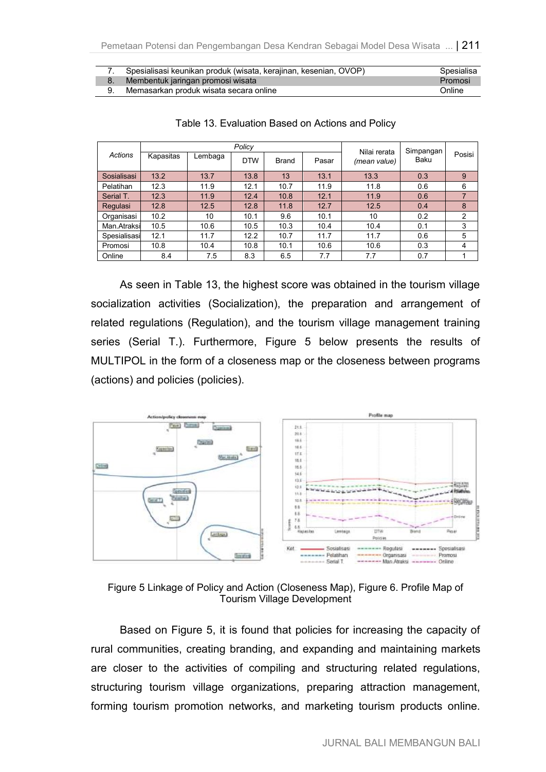| 7. | Spesialisasi keunikan produk (wisata, kerajinan, kesenian, OVOP) | Spesialisa |
|---|---|---|
| 8. | Membentuk jaringan promosi wisata | Promosi |
| 9. | Memasarkan produk wisata secara online | Online |

Table 13. Evaluation Based on Actions and Policy

| *Actions* | *Policy* | | | | | Nilai rerata *(mean value)* | Simpangan Baku | Posisi |
|---|---|---|---|---|---|---|---|---|
| | Kapasitas | Lembaga | DTW | Brand | Pasar | | | |
| Sosialisasi | 13.2 | 13.7 | 13.8 | 13 | 13.1 | 13.3 | 0.3 | 9 |
| Pelatihan | 12.3 | 11.9 | 12.1 | 10.7 | 11.9 | 11.8 | 0.6 | 6 |
| Serial T. | 12.3 | 11.9 | 12.4 | 10.8 | 12.1 | 11.9 | 0.6 | 7 |
| Regulasi | 12.8 | 12.5 | 12.8 | 11.8 | 12.7 | 12.5 | 0.4 | 8 |
| Organisasi | 10.2 | 10 | 10.1 | 9.6 | 10.1 | 10 | 0.2 | 2 |
| Man.Atraksi | 10.5 | 10.6 | 10.5 | 10.3 | 10.4 | 10.4 | 0.1 | 3 |
| Spesialisasi | 12.1 | 11.7 | 12.2 | 10.7 | 11.7 | 11.7 | 0.6 | 5 |
| Promosi | 10.8 | 10.4 | 10.8 | 10.1 | 10.6 | 10.6 | 0.3 | 4 |
| Online | 8.4 | 7.5 | 8.3 | 6.5 | 7.7 | 7.7 | 0.7 | 1 |

As seen in Table 13, the highest score was obtained in the tourism village socialization activities (Socialization), the preparation and arrangement of related regulations (Regulation), and the tourism village management training series (Serial T.). Furthermore, Figure 5 below presents the results of MULTIPOL in the form of a closeness map or the closeness between programs (actions) and policies (policies).

Figure 5 Linkage of Policy and Action (Closeness Map), Figure 6. Profile Map of Tourism Village Development

Based on Figure 5, it is found that policies for increasing the capacity of rural communities, creating branding, and expanding and maintaining markets are closer to the activities of compiling and structuring related regulations, structuring tourism village organizations, preparing attraction management, forming tourism promotion networks, and marketing tourism products online.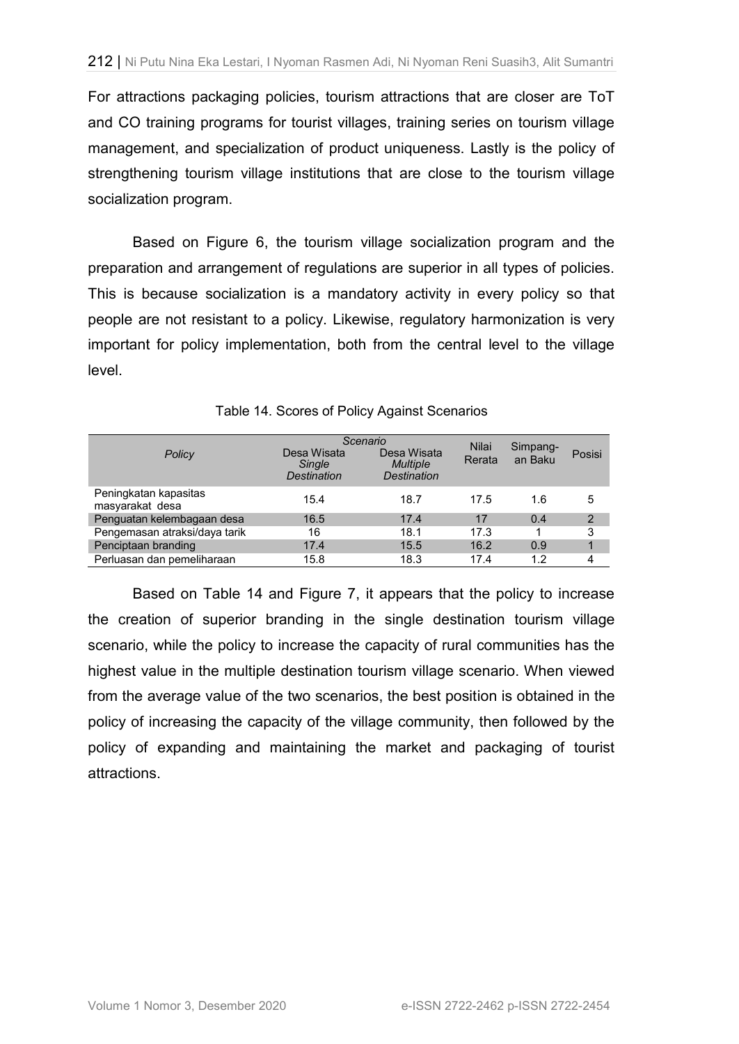For attractions packaging policies, tourism attractions that are closer are ToT and CO training programs for tourist villages, training series on tourism village management, and specialization of product uniqueness. Lastly is the policy of strengthening tourism village institutions that are close to the tourism village socialization program.

Based on Figure 6, the tourism village socialization program and the preparation and arrangement of regulations are superior in all types of policies. This is because socialization is a mandatory activity in every policy so that people are not resistant to a policy. Likewise, regulatory harmonization is very important for policy implementation, both from the central level to the village level.

Table 14. Scores of Policy Against Scenarios

| *Policy* | *Scenario* | | Nilai Rerata | Simpang-an Baku | Posisi |
|---|---|---|---|---|---|
| | Desa Wisata *Single Destination* | Desa Wisata *Multiple Destination* | | | |
| Peningkatan kapasitas masyarakat desa | 15.4 | 18.7 | 17.5 | 1.6 | 5 |
| Penguatan kelembagaan desa | 16.5 | 17.4 | 17 | 0.4 | 2 |
| Pengemasan atraksi/daya tarik | 16 | 18.1 | 17.3 | 1 | 3 |
| Penciptaan branding | 17.4 | 15.5 | 16.2 | 0.9 | 1 |
| Perluasan dan pemeliharaan | 15.8 | 18.3 | 17.4 | 1.2 | 4 |

Based on Table 14 and Figure 7, it appears that the policy to increase the creation of superior branding in the single destination tourism village scenario, while the policy to increase the capacity of rural communities has the highest value in the multiple destination tourism village scenario. When viewed from the average value of the two scenarios, the best position is obtained in the policy of increasing the capacity of the village community, then followed by the policy of expanding and maintaining the market and packaging of tourist attractions.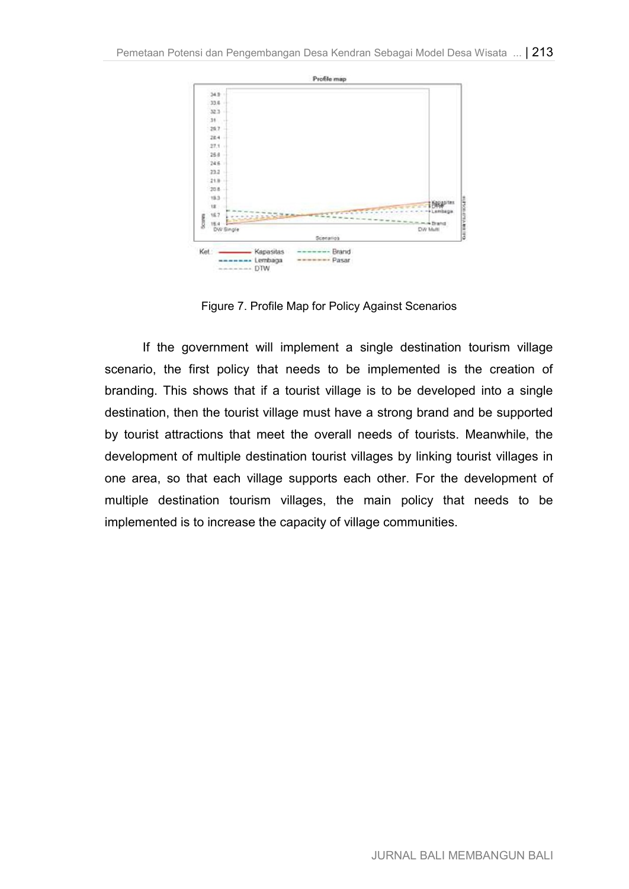Figure 7. Profile Map for Policy Against Scenarios

If the government will implement a single destination tourism village scenario, the first policy that needs to be implemented is the creation of branding. This shows that if a tourist village is to be developed into a single destination, then the tourist village must have a strong brand and be supported by tourist attractions that meet the overall needs of tourists. Meanwhile, the development of multiple destination tourist villages by linking tourist villages in one area, so that each village supports each other. For the development of multiple destination tourism villages, the main policy that needs to be implemented is to increase the capacity of village communities.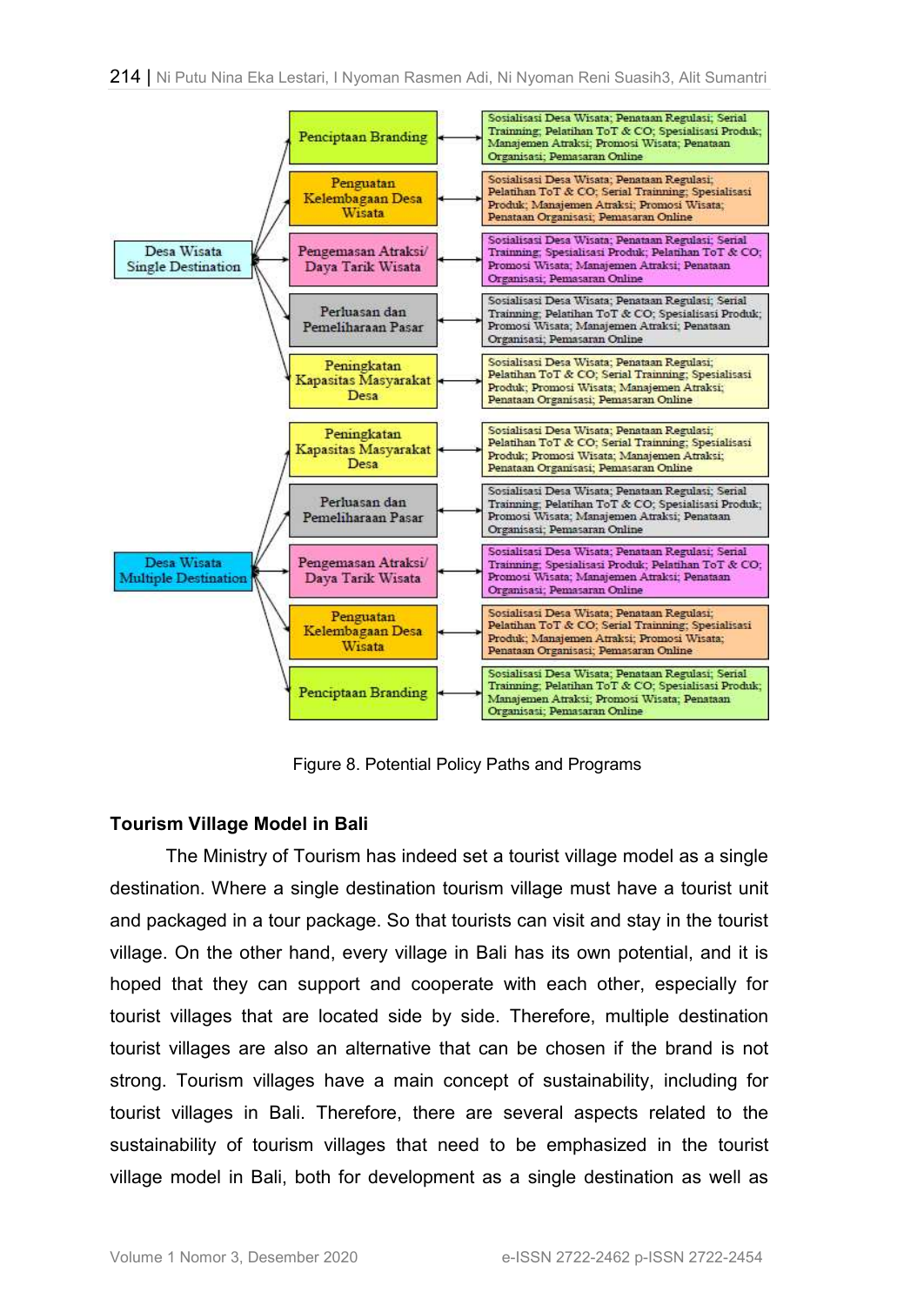| Model | Policy Path | Programs |
|---|---|---|
| Desa Wisata Single Destination | Penciptaan Branding | Sosialisasi Desa Wisata; Penataan Regulasi; Serial Trainning; Pelatihan ToT & CO; Spesialisasi Produk; Manajemen Atraksi; Promosi Wisata; Penataan Organisasi; Pemasaran Online |
| | Penguatan Kelembagaan Desa Wisata | Sosialisasi Desa Wisata; Penataan Regulasi; Pelatihan ToT & CO; Serial Trainning; Spesialisasi Produk; Manajemen Atraksi; Promosi Wisata; Penataan Organisasi; Pemasaran Online |
| | Pengemasan Atraksi/ Daya Tarik Wisata | Sosialisasi Desa Wisata; Penataan Regulasi; Serial Trainning; Spesialisasi Produk; Pelatihan ToT & CO; Promosi Wisata; Manajemen Atraksi; Penataan Organisasi; Pemasaran Online |
| | Perluasan dan Pemeliharaan Pasar | Sosialisasi Desa Wisata; Penataan Regulasi; Serial Trainning; Pelatihan ToT & CO; Spesialisasi Produk; Promosi Wisata; Manajemen Atraksi; Penataan Organisasi; Pemasaran Online |
| | Peningkatan Kapasitas Masyarakat Desa | Sosialisasi Desa Wisata; Penataan Regulasi; Pelatihan ToT & CO; Serial Trainning; Spesialisasi Produk; Promosi Wisata; Manajemen Atraksi; Penataan Organisasi; Pemasaran Online |
| Desa Wisata Multiple Destination | Peningkatan Kapasitas Masyarakat Desa | Sosialisasi Desa Wisata; Penataan Regulasi; Pelatihan ToT & CO; Serial Trainning; Spesialisasi Produk; Promosi Wisata; Manajemen Atraksi; Penataan Organisasi; Pemasaran Online |
| | Perluasan dan Pemeliharaan Pasar | Sosialisasi Desa Wisata; Penataan Regulasi; Serial Trainning; Pelatihan ToT & CO; Spesialisasi Produk; Promosi Wisata; Manajemen Atraksi; Penataan Organisasi; Pemasaran Online |
| | Pengemasan Atraksi/ Daya Tarik Wisata | Sosialisasi Desa Wisata; Penataan Regulasi; Serial Trainning; Spesialisasi Produk; Pelatihan ToT & CO; Promosi Wisata; Manajemen Atraksi; Penataan Organisasi; Pemasaran Online |
| | Penguatan Kelembagaan Desa Wisata | Sosialisasi Desa Wisata; Penataan Regulasi; Pelatihan ToT & CO; Serial Trainning; Spesialisasi Produk; Manajemen Atraksi; Promosi Wisata; Penataan Organisasi; Pemasaran Online |
| | Penciptaan Branding | Sosialisasi Desa Wisata; Penataan Regulasi; Serial Trainning; Pelatihan ToT & CO; Spesialisasi Produk; Manajemen Atraksi; Promosi Wisata; Penataan Organisasi; Pemasaran Online |

Figure 8. Potential Policy Paths and Programs

## Tourism Village Model in Bali

The Ministry of Tourism has indeed set a tourist village model as a single destination. Where a single destination tourism village must have a tourist unit and packaged in a tour package. So that tourists can visit and stay in the tourist village. On the other hand, every village in Bali has its own potential, and it is hoped that they can support and cooperate with each other, especially for tourist villages that are located side by side. Therefore, multiple destination tourist villages are also an alternative that can be chosen if the brand is not strong. Tourism villages have a main concept of sustainability, including for tourist villages in Bali. Therefore, there are several aspects related to the sustainability of tourism villages that need to be emphasized in the tourist village model in Bali, both for development as a single destination as well as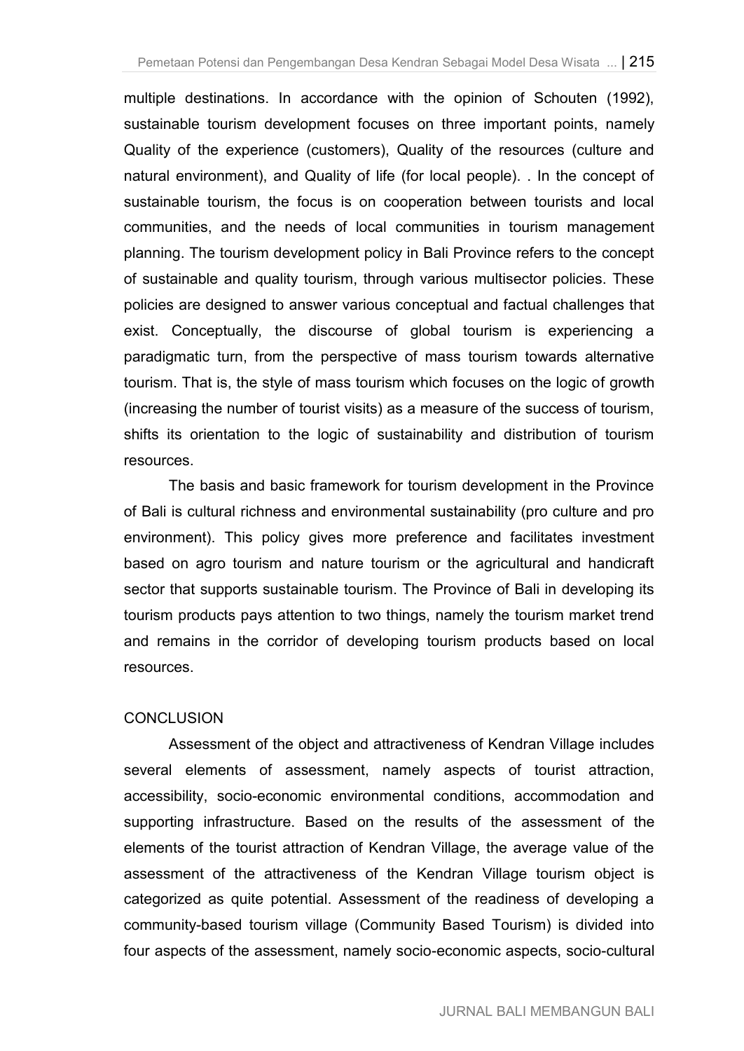multiple destinations. In accordance with the opinion of Schouten (1992), sustainable tourism development focuses on three important points, namely Quality of the experience (customers), Quality of the resources (culture and natural environment), and Quality of life (for local people). . In the concept of sustainable tourism, the focus is on cooperation between tourists and local communities, and the needs of local communities in tourism management planning. The tourism development policy in Bali Province refers to the concept of sustainable and quality tourism, through various multisector policies. These policies are designed to answer various conceptual and factual challenges that exist. Conceptually, the discourse of global tourism is experiencing a paradigmatic turn, from the perspective of mass tourism towards alternative tourism. That is, the style of mass tourism which focuses on the logic of growth (increasing the number of tourist visits) as a measure of the success of tourism, shifts its orientation to the logic of sustainability and distribution of tourism resources.

The basis and basic framework for tourism development in the Province of Bali is cultural richness and environmental sustainability (pro culture and pro environment). This policy gives more preference and facilitates investment based on agro tourism and nature tourism or the agricultural and handicraft sector that supports sustainable tourism. The Province of Bali in developing its tourism products pays attention to two things, namely the tourism market trend and remains in the corridor of developing tourism products based on local resources.

## CONCLUSION

Assessment of the object and attractiveness of Kendran Village includes several elements of assessment, namely aspects of tourist attraction, accessibility, socio-economic environmental conditions, accommodation and supporting infrastructure. Based on the results of the assessment of the elements of the tourist attraction of Kendran Village, the average value of the assessment of the attractiveness of the Kendran Village tourism object is categorized as quite potential. Assessment of the readiness of developing a community-based tourism village (Community Based Tourism) is divided into four aspects of the assessment, namely socio-economic aspects, socio-cultural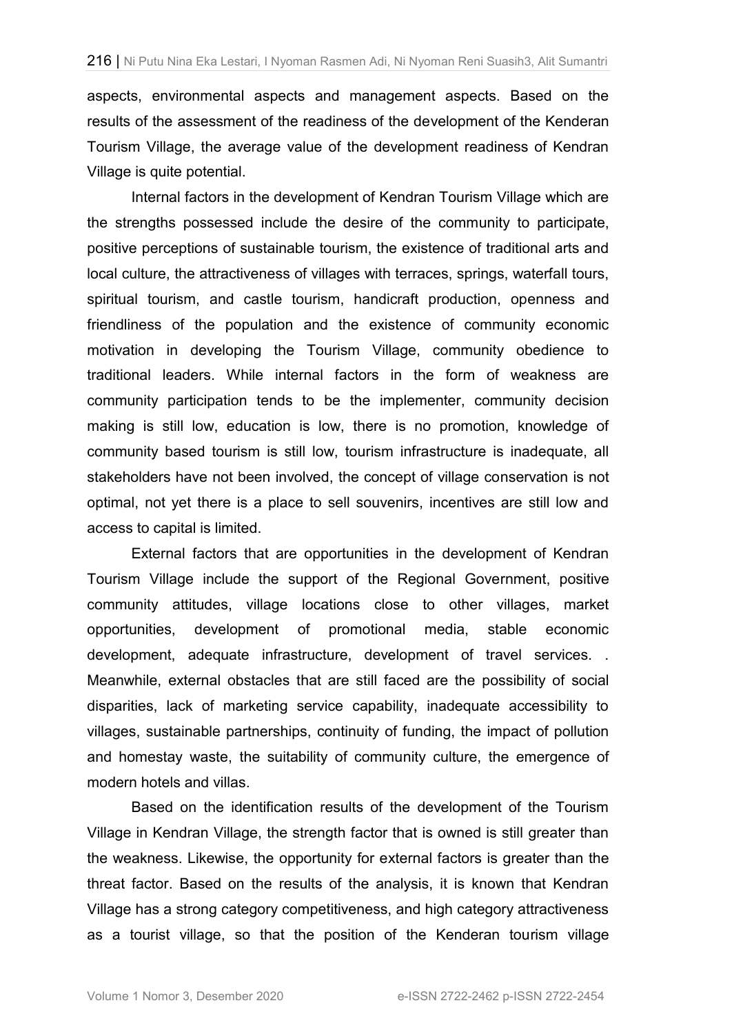aspects, environmental aspects and management aspects. Based on the results of the assessment of the readiness of the development of the Kenderan Tourism Village, the average value of the development readiness of Kendran Village is quite potential.

Internal factors in the development of Kendran Tourism Village which are the strengths possessed include the desire of the community to participate, positive perceptions of sustainable tourism, the existence of traditional arts and local culture, the attractiveness of villages with terraces, springs, waterfall tours, spiritual tourism, and castle tourism, handicraft production, openness and friendliness of the population and the existence of community economic motivation in developing the Tourism Village, community obedience to traditional leaders. While internal factors in the form of weakness are community participation tends to be the implementer, community decision making is still low, education is low, there is no promotion, knowledge of community based tourism is still low, tourism infrastructure is inadequate, all stakeholders have not been involved, the concept of village conservation is not optimal, not yet there is a place to sell souvenirs, incentives are still low and access to capital is limited.

External factors that are opportunities in the development of Kendran Tourism Village include the support of the Regional Government, positive community attitudes, village locations close to other villages, market opportunities, development of promotional media, stable economic development, adequate infrastructure, development of travel services. . Meanwhile, external obstacles that are still faced are the possibility of social disparities, lack of marketing service capability, inadequate accessibility to villages, sustainable partnerships, continuity of funding, the impact of pollution and homestay waste, the suitability of community culture, the emergence of modern hotels and villas.

Based on the identification results of the development of the Tourism Village in Kendran Village, the strength factor that is owned is still greater than the weakness. Likewise, the opportunity for external factors is greater than the threat factor. Based on the results of the analysis, it is known that Kendran Village has a strong category competitiveness, and high category attractiveness as a tourist village, so that the position of the Kenderan tourism village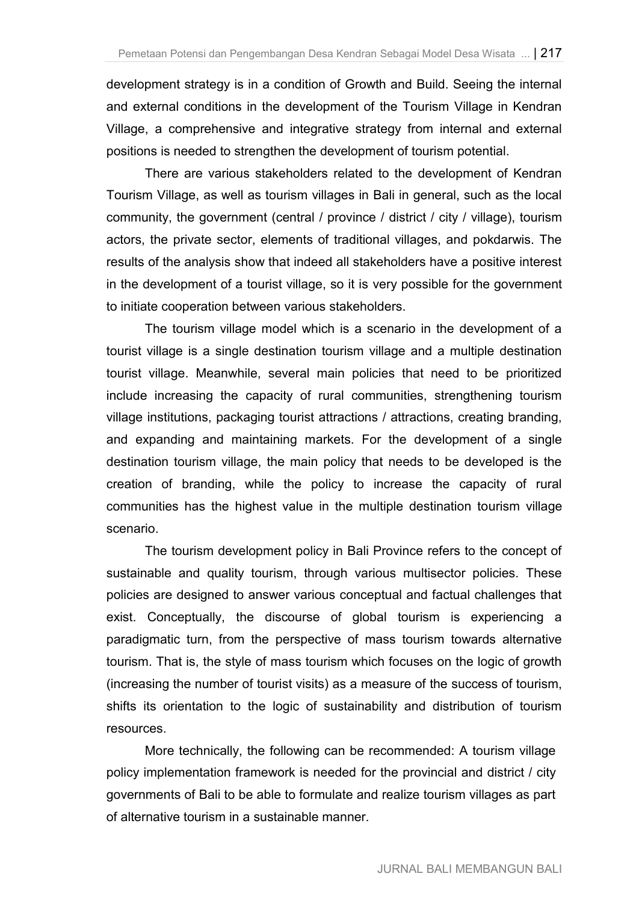development strategy is in a condition of Growth and Build. Seeing the internal and external conditions in the development of the Tourism Village in Kendran Village, a comprehensive and integrative strategy from internal and external positions is needed to strengthen the development of tourism potential.

There are various stakeholders related to the development of Kendran Tourism Village, as well as tourism villages in Bali in general, such as the local community, the government (central / province / district / city / village), tourism actors, the private sector, elements of traditional villages, and pokdarwis. The results of the analysis show that indeed all stakeholders have a positive interest in the development of a tourist village, so it is very possible for the government to initiate cooperation between various stakeholders.

The tourism village model which is a scenario in the development of a tourist village is a single destination tourism village and a multiple destination tourist village. Meanwhile, several main policies that need to be prioritized include increasing the capacity of rural communities, strengthening tourism village institutions, packaging tourist attractions / attractions, creating branding, and expanding and maintaining markets. For the development of a single destination tourism village, the main policy that needs to be developed is the creation of branding, while the policy to increase the capacity of rural communities has the highest value in the multiple destination tourism village scenario.

The tourism development policy in Bali Province refers to the concept of sustainable and quality tourism, through various multisector policies. These policies are designed to answer various conceptual and factual challenges that exist. Conceptually, the discourse of global tourism is experiencing a paradigmatic turn, from the perspective of mass tourism towards alternative tourism. That is, the style of mass tourism which focuses on the logic of growth (increasing the number of tourist visits) as a measure of the success of tourism, shifts its orientation to the logic of sustainability and distribution of tourism resources.

More technically, the following can be recommended: A tourism village policy implementation framework is needed for the provincial and district / city governments of Bali to be able to formulate and realize tourism villages as part of alternative tourism in a sustainable manner.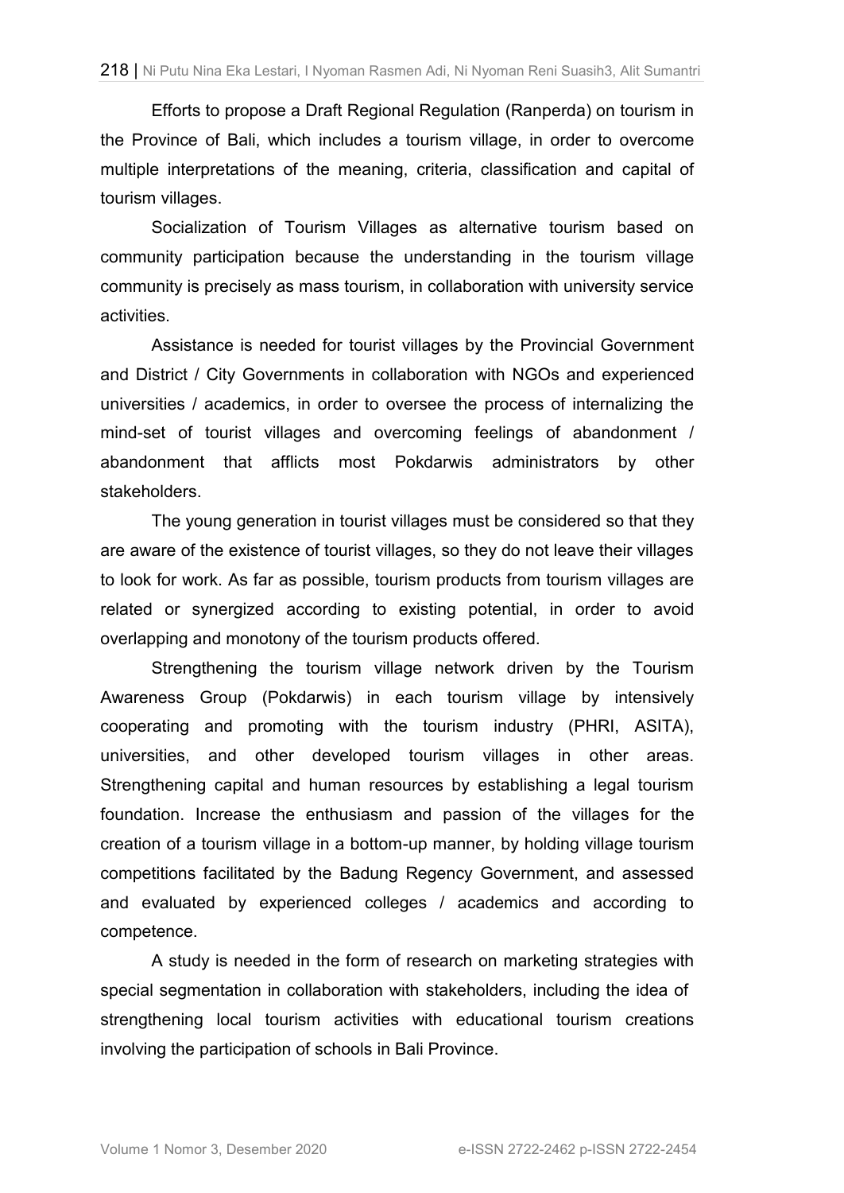Efforts to propose a Draft Regional Regulation (Ranperda) on tourism in the Province of Bali, which includes a tourism village, in order to overcome multiple interpretations of the meaning, criteria, classification and capital of tourism villages.

Socialization of Tourism Villages as alternative tourism based on community participation because the understanding in the tourism village community is precisely as mass tourism, in collaboration with university service activities.

Assistance is needed for tourist villages by the Provincial Government and District / City Governments in collaboration with NGOs and experienced universities / academics, in order to oversee the process of internalizing the mind-set of tourist villages and overcoming feelings of abandonment / abandonment that afflicts most Pokdarwis administrators by other stakeholders.

The young generation in tourist villages must be considered so that they are aware of the existence of tourist villages, so they do not leave their villages to look for work. As far as possible, tourism products from tourism villages are related or synergized according to existing potential, in order to avoid overlapping and monotony of the tourism products offered.

Strengthening the tourism village network driven by the Tourism Awareness Group (Pokdarwis) in each tourism village by intensively cooperating and promoting with the tourism industry (PHRI, ASITA), universities, and other developed tourism villages in other areas. Strengthening capital and human resources by establishing a legal tourism foundation. Increase the enthusiasm and passion of the villages for the creation of a tourism village in a bottom-up manner, by holding village tourism competitions facilitated by the Badung Regency Government, and assessed and evaluated by experienced colleges / academics and according to competence.

A study is needed in the form of research on marketing strategies with special segmentation in collaboration with stakeholders, including the idea of strengthening local tourism activities with educational tourism creations involving the participation of schools in Bali Province.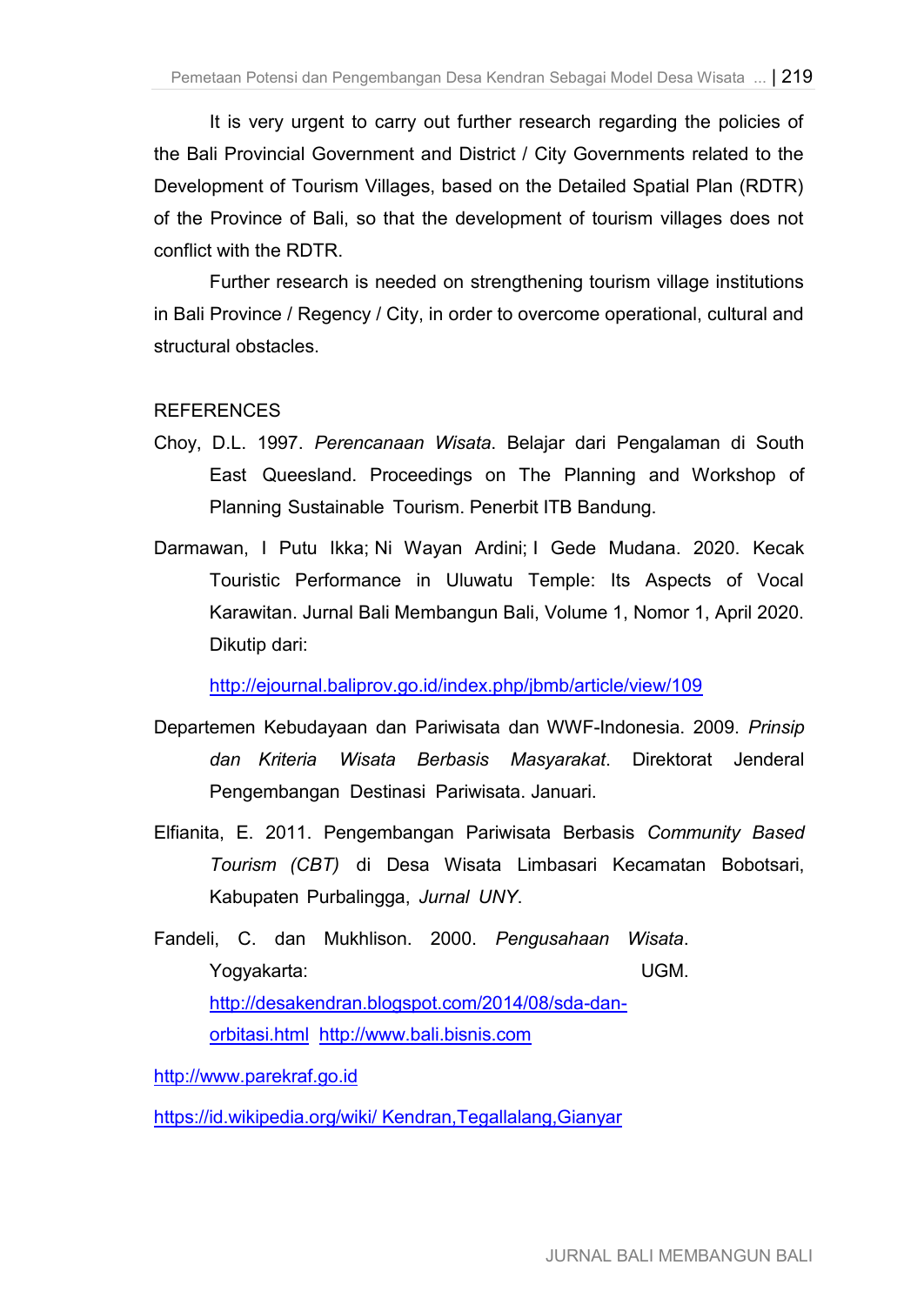It is very urgent to carry out further research regarding the policies of the Bali Provincial Government and District / City Governments related to the Development of Tourism Villages, based on the Detailed Spatial Plan (RDTR) of the Province of Bali, so that the development of tourism villages does not conflict with the RDTR.

Further research is needed on strengthening tourism village institutions in Bali Province / Regency / City, in order to overcome operational, cultural and structural obstacles.

## REFERENCES

Choy, D.L. 1997. *Perencanaan Wisata*. Belajar dari Pengalaman di South East Queesland. Proceedings on The Planning and Workshop of Planning Sustainable Tourism. Penerbit ITB Bandung.

Darmawan, I Putu Ikka; Ni Wayan Ardini; I Gede Mudana. 2020. Kecak Touristic Performance in Uluwatu Temple: Its Aspects of Vocal Karawitan. Jurnal Bali Membangun Bali, Volume 1, Nomor 1, April 2020. Dikutip dari:

http://ejournal.baliprov.go.id/index.php/jbmb/article/view/109

Departemen Kebudayaan dan Pariwisata dan WWF-Indonesia. 2009. *Prinsip dan Kriteria Wisata Berbasis Masyarakat*. Direktorat Jenderal Pengembangan Destinasi Pariwisata. Januari.

Elfianita, E. 2011. Pengembangan Pariwisata Berbasis *Community Based Tourism (CBT)* di Desa Wisata Limbasari Kecamatan Bobotsari, Kabupaten Purbalingga, *Jurnal UNY*.

Fandeli, C. dan Mukhlison. 2000. *Pengusahaan Wisata*. Yogyakarta: UGM. http://desakendran.blogspot.com/2014/08/sda-dan-orbitasi.html http://www.bali.bisnis.com

http://www.parekraf.go.id

https://id.wikipedia.org/wiki/ Kendran,Tegallalang,Gianyar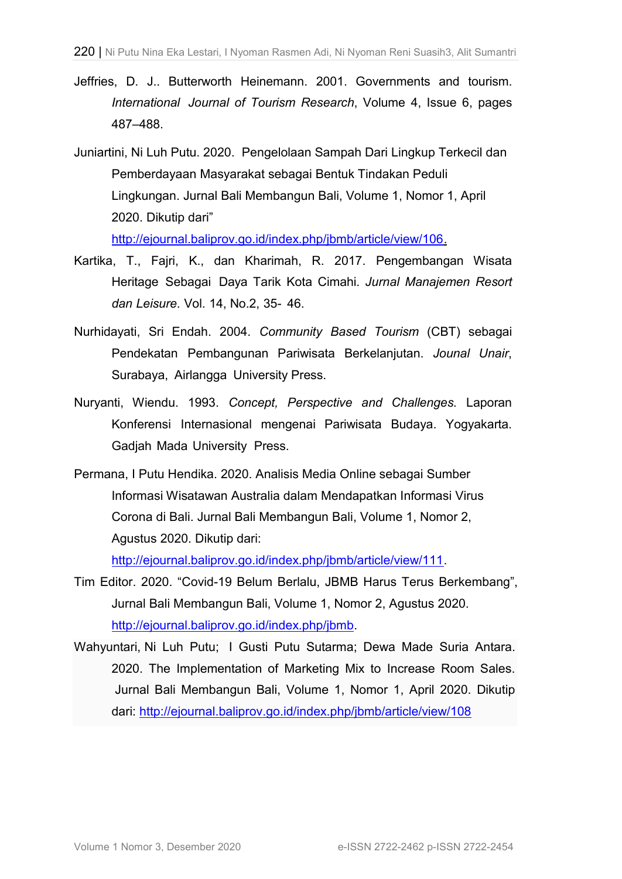Jeffries, D. J.. Butterworth Heinemann. 2001. Governments and tourism. *International Journal of Tourism Research*, Volume 4, Issue 6, pages 487–488.

Juniartini, Ni Luh Putu. 2020. Pengelolaan Sampah Dari Lingkup Terkecil dan Pemberdayaan Masyarakat sebagai Bentuk Tindakan Peduli Lingkungan. Jurnal Bali Membangun Bali, Volume 1, Nomor 1, April 2020. Dikutip dari" http://ejournal.baliprov.go.id/index.php/jbmb/article/view/106.

Kartika, T., Fajri, K., dan Kharimah, R. 2017. Pengembangan Wisata Heritage Sebagai Daya Tarik Kota Cimahi. *Jurnal Manajemen Resort dan Leisure*. Vol. 14, No.2, 35- 46.

Nurhidayati, Sri Endah. 2004. *Community Based Tourism* (CBT) sebagai Pendekatan Pembangunan Pariwisata Berkelanjutan. *Jounal Unair*, Surabaya, Airlangga University Press.

Nuryanti, Wiendu. 1993. *Concept, Perspective and Challenges.* Laporan Konferensi Internasional mengenai Pariwisata Budaya. Yogyakarta. Gadjah Mada University Press.

Permana, I Putu Hendika. 2020. Analisis Media Online sebagai Sumber Informasi Wisatawan Australia dalam Mendapatkan Informasi Virus Corona di Bali. Jurnal Bali Membangun Bali, Volume 1, Nomor 2, Agustus 2020. Dikutip dari: http://ejournal.baliprov.go.id/index.php/jbmb/article/view/111.

Tim Editor. 2020. "Covid-19 Belum Berlalu, JBMB Harus Terus Berkembang", Jurnal Bali Membangun Bali, Volume 1, Nomor 2, Agustus 2020. http://ejournal.baliprov.go.id/index.php/jbmb.

Wahyuntari, Ni Luh Putu; I Gusti Putu Sutarma; Dewa Made Suria Antara. 2020. The Implementation of Marketing Mix to Increase Room Sales. Jurnal Bali Membangun Bali, Volume 1, Nomor 1, April 2020. Dikutip dari: http://ejournal.baliprov.go.id/index.php/jbmb/article/view/108